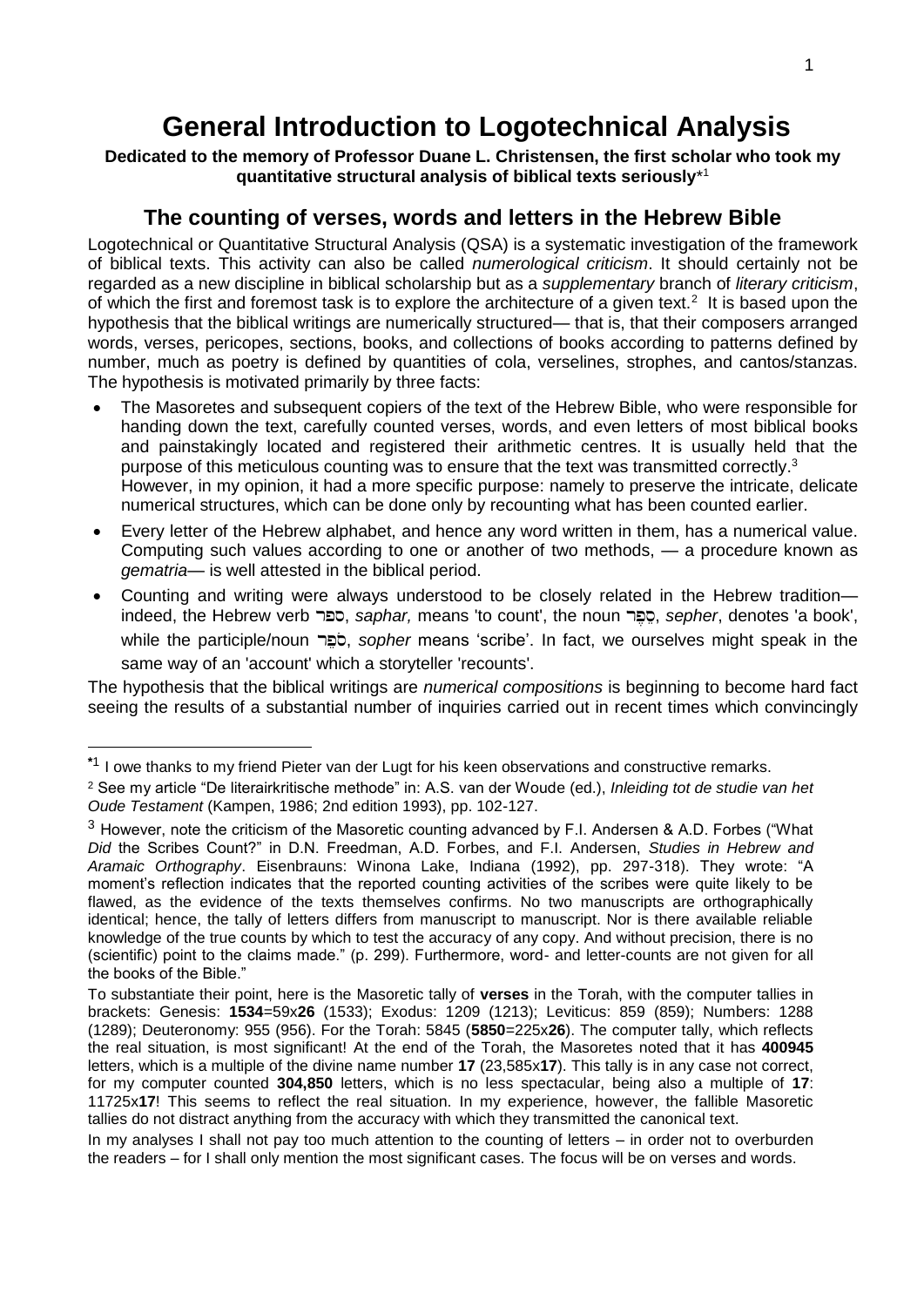# General Introduction to Logotechnical Analysis

**Dedicated to the memory of Professor Duane L. Christensen, the first scholar who took my quantitative structural analysis of biblical texts seriously**[*1]

## The counting of verses, words and letters in the Hebrew Bible

Logotechnical or Quantitative Structural Analysis (QSA) is a systematic investigation of the framework of biblical texts. This activity can also be called *numerological criticism*. It should certainly not be regarded as a new discipline in biblical scholarship but as a *supplementary* branch of *literary criticism*, of which the first and foremost task is to explore the architecture of a given text.[2] It is based upon the hypothesis that the biblical writings are numerically structured— that is, that their composers arranged words, verses, pericopes, sections, books, and collections of books according to patterns defined by number, much as poetry is defined by quantities of cola, verselines, strophes, and cantos/stanzas. The hypothesis is motivated primarily by three facts:

- The Masoretes and subsequent copiers of the text of the Hebrew Bible, who were responsible for handing down the text, carefully counted verses, words, and even letters of most biblical books and painstakingly located and registered their arithmetic centres. It is usually held that the purpose of this meticulous counting was to ensure that the text was transmitted correctly.[3] However, in my opinion, it had a more specific purpose: namely to preserve the intricate, delicate numerical structures, which can be done only by recounting what has been counted earlier.
- Every letter of the Hebrew alphabet, and hence any word written in them, has a numerical value. Computing such values according to one or another of two methods, — a procedure known as *gematria*— is well attested in the biblical period.
- Counting and writing were always understood to be closely related in the Hebrew tradition— indeed, the Hebrew verb ספר, *saphar,* means 'to count', the noun סֵפֶר, *sepher*, denotes 'a book', while the participle/noun סֹפֵר, *sopher* means 'scribe'. In fact, we ourselves might speak in the same way of an 'account' which a storyteller 'recounts'.

The hypothesis that the biblical writings are *numerical compositions* is beginning to become hard fact seeing the results of a substantial number of inquiries carried out in recent times which convincingly

---

[*1] I owe thanks to my friend Pieter van der Lugt for his keen observations and constructive remarks.

[2] See my article "De literairkritische methode" in: A.S. van der Woude (ed.), *Inleiding tot de studie van het Oude Testament* (Kampen, 1986; 2nd edition 1993), pp. 102-127.

[3] However, note the criticism of the Masoretic counting advanced by F.I. Andersen & A.D. Forbes ("What *Did* the Scribes Count?" in D.N. Freedman, A.D. Forbes, and F.I. Andersen, *Studies in Hebrew and Aramaic Orthography*. Eisenbrauns: Winona Lake, Indiana (1992), pp. 297-318). They wrote: "A moment's reflection indicates that the reported counting activities of the scribes were quite likely to be flawed, as the evidence of the texts themselves confirms. No two manuscripts are orthographically identical; hence, the tally of letters differs from manuscript to manuscript. Nor is there available reliable knowledge of the true counts by which to test the accuracy of any copy. And without precision, there is no (scientific) point to the claims made." (p. 299). Furthermore, word- and letter-counts are not given for all the books of the Bible."

To substantiate their point, here is the Masoretic tally of **verses** in the Torah, with the computer tallies in brackets: Genesis: **1534**=59x**26** (1533); Exodus: 1209 (1213); Leviticus: 859 (859); Numbers: 1288 (1289); Deuteronomy: 955 (956). For the Torah: 5845 (**5850**=225x**26**). The computer tally, which reflects the real situation, is most significant! At the end of the Torah, the Masoretes noted that it has **400945** letters, which is a multiple of the divine name number **17** (23,585x**17**). This tally is in any case not correct, for my computer counted **304,850** letters, which is no less spectacular, being also a multiple of **17**: 11725x**17**! This seems to reflect the real situation. In my experience, however, the fallible Masoretic tallies do not distract anything from the accuracy with which they transmitted the canonical text.

In my analyses I shall not pay too much attention to the counting of letters – in order not to overburden the readers – for I shall only mention the most significant cases. The focus will be on verses and words.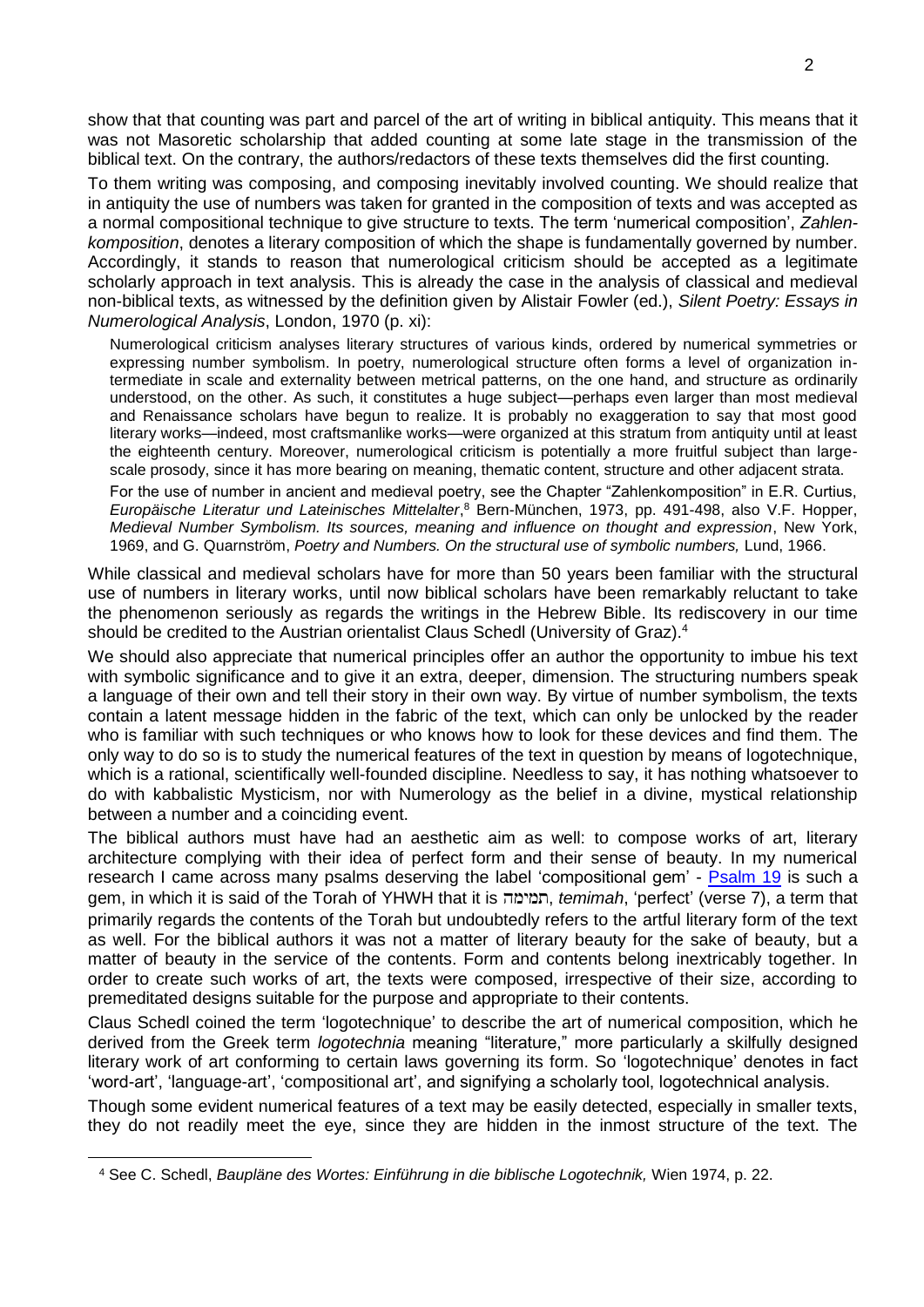show that that counting was part and parcel of the art of writing in biblical antiquity. This means that it was not Masoretic scholarship that added counting at some late stage in the transmission of the biblical text. On the contrary, the authors/redactors of these texts themselves did the first counting.

To them writing was composing, and composing inevitably involved counting. We should realize that in antiquity the use of numbers was taken for granted in the composition of texts and was accepted as a normal compositional technique to give structure to texts. The term 'numerical composition', *Zahlenkomposition*, denotes a literary composition of which the shape is fundamentally governed by number. Accordingly, it stands to reason that numerological criticism should be accepted as a legitimate scholarly approach in text analysis. This is already the case in the analysis of classical and medieval non-biblical texts, as witnessed by the definition given by Alistair Fowler (ed.), *Silent Poetry: Essays in Numerological Analysis*, London, 1970 (p. xi):

> Numerological criticism analyses literary structures of various kinds, ordered by numerical symmetries or expressing number symbolism. In poetry, numerological structure often forms a level of organization intermediate in scale and externality between metrical patterns, on the one hand, and structure as ordinarily understood, on the other. As such, it constitutes a huge subject—perhaps even larger than most medieval and Renaissance scholars have begun to realize. It is probably no exaggeration to say that most good literary works—indeed, most craftsmanlike works—were organized at this stratum from antiquity until at least the eighteenth century. Moreover, numerological criticism is potentially a more fruitful subject than large-scale prosody, since it has more bearing on meaning, thematic content, structure and other adjacent strata.

> For the use of number in ancient and medieval poetry, see the Chapter "Zahlenkomposition" in E.R. Curtius, *Europäische Literatur und Lateinisches Mittelalter*,[8] Bern-München, 1973, pp. 491-498, also V.F. Hopper, *Medieval Number Symbolism. Its sources, meaning and influence on thought and expression*, New York, 1969, and G. Quarnström, *Poetry and Numbers. On the structural use of symbolic numbers,* Lund, 1966.

While classical and medieval scholars have for more than 50 years been familiar with the structural use of numbers in literary works, until now biblical scholars have been remarkably reluctant to take the phenomenon seriously as regards the writings in the Hebrew Bible. Its rediscovery in our time should be credited to the Austrian orientalist Claus Schedl (University of Graz).[4]

We should also appreciate that numerical principles offer an author the opportunity to imbue his text with symbolic significance and to give it an extra, deeper, dimension. The structuring numbers speak a language of their own and tell their story in their own way. By virtue of number symbolism, the texts contain a latent message hidden in the fabric of the text, which can only be unlocked by the reader who is familiar with such techniques or who knows how to look for these devices and find them. The only way to do so is to study the numerical features of the text in question by means of logotechnique, which is a rational, scientifically well-founded discipline. Needless to say, it has nothing whatsoever to do with kabbalistic Mysticism, nor with Numerology as the belief in a divine, mystical relationship between a number and a coinciding event.

The biblical authors must have had an aesthetic aim as well: to compose works of art, literary architecture complying with their idea of perfect form and their sense of beauty. In my numerical research I came across many psalms deserving the label 'compositional gem' - Psalm 19 is such a gem, in which it is said of the Torah of YHWH that it is תמימה, *temimah*, 'perfect' (verse 7), a term that primarily regards the contents of the Torah but undoubtedly refers to the artful literary form of the text as well. For the biblical authors it was not a matter of literary beauty for the sake of beauty, but a matter of beauty in the service of the contents. Form and contents belong inextricably together. In order to create such works of art, the texts were composed, irrespective of their size, according to premeditated designs suitable for the purpose and appropriate to their contents.

Claus Schedl coined the term 'logotechnique' to describe the art of numerical composition, which he derived from the Greek term *logotechnia* meaning "literature," more particularly a skilfully designed literary work of art conforming to certain laws governing its form. So 'logotechnique' denotes in fact 'word-art', 'language-art', 'compositional art', and signifying a scholarly tool, logotechnical analysis.

Though some evident numerical features of a text may be easily detected, especially in smaller texts, they do not readily meet the eye, since they are hidden in the inmost structure of the text. The

[4] See C. Schedl, *Baupläne des Wortes: Einführung in die biblische Logotechnik,* Wien 1974, p. 22.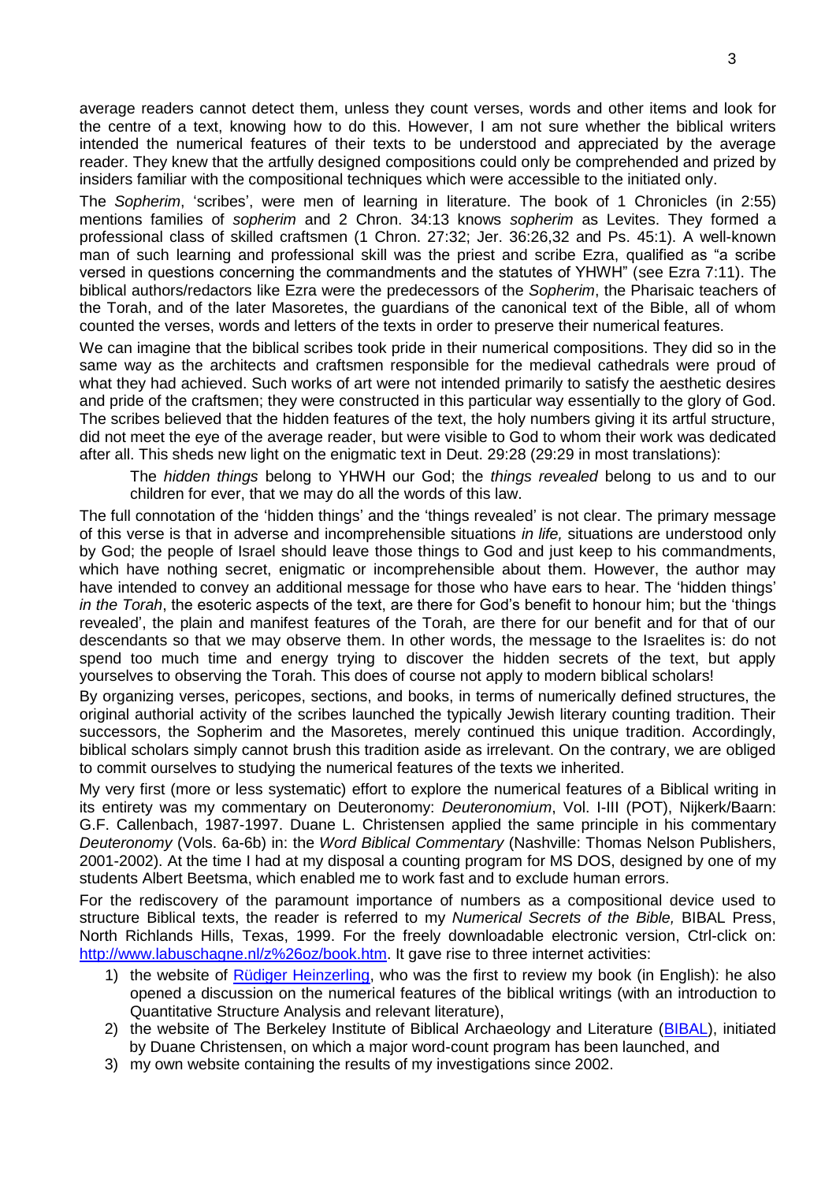average readers cannot detect them, unless they count verses, words and other items and look for the centre of a text, knowing how to do this. However, I am not sure whether the biblical writers intended the numerical features of their texts to be understood and appreciated by the average reader. They knew that the artfully designed compositions could only be comprehended and prized by insiders familiar with the compositional techniques which were accessible to the initiated only.

The *Sopherim*, 'scribes', were men of learning in literature. The book of 1 Chronicles (in 2:55) mentions families of *sopherim* and 2 Chron. 34:13 knows *sopherim* as Levites. They formed a professional class of skilled craftsmen (1 Chron. 27:32; Jer. 36:26,32 and Ps. 45:1). A well-known man of such learning and professional skill was the priest and scribe Ezra, qualified as "a scribe versed in questions concerning the commandments and the statutes of YHWH" (see Ezra 7:11). The biblical authors/redactors like Ezra were the predecessors of the *Sopherim*, the Pharisaic teachers of the Torah, and of the later Masoretes, the guardians of the canonical text of the Bible, all of whom counted the verses, words and letters of the texts in order to preserve their numerical features.

We can imagine that the biblical scribes took pride in their numerical compositions. They did so in the same way as the architects and craftsmen responsible for the medieval cathedrals were proud of what they had achieved. Such works of art were not intended primarily to satisfy the aesthetic desires and pride of the craftsmen; they were constructed in this particular way essentially to the glory of God. The scribes believed that the hidden features of the text, the holy numbers giving it its artful structure, did not meet the eye of the average reader, but were visible to God to whom their work was dedicated after all. This sheds new light on the enigmatic text in Deut. 29:28 (29:29 in most translations):

> The *hidden things* belong to YHWH our God; the *things revealed* belong to us and to our children for ever, that we may do all the words of this law.

The full connotation of the 'hidden things' and the 'things revealed' is not clear. The primary message of this verse is that in adverse and incomprehensible situations *in life,* situations are understood only by God; the people of Israel should leave those things to God and just keep to his commandments, which have nothing secret, enigmatic or incomprehensible about them. However, the author may have intended to convey an additional message for those who have ears to hear. The 'hidden things' *in the Torah*, the esoteric aspects of the text, are there for God's benefit to honour him; but the 'things revealed', the plain and manifest features of the Torah, are there for our benefit and for that of our descendants so that we may observe them. In other words, the message to the Israelites is: do not spend too much time and energy trying to discover the hidden secrets of the text, but apply yourselves to observing the Torah. This does of course not apply to modern biblical scholars!

By organizing verses, pericopes, sections, and books, in terms of numerically defined structures, the original authorial activity of the scribes launched the typically Jewish literary counting tradition. Their successors, the Sopherim and the Masoretes, merely continued this unique tradition. Accordingly, biblical scholars simply cannot brush this tradition aside as irrelevant. On the contrary, we are obliged to commit ourselves to studying the numerical features of the texts we inherited.

My very first (more or less systematic) effort to explore the numerical features of a Biblical writing in its entirety was my commentary on Deuteronomy: *Deuteronomium*, Vol. I-III (POT), Nijkerk/Baarn: G.F. Callenbach, 1987-1997. Duane L. Christensen applied the same principle in his commentary *Deuteronomy* (Vols. 6a-6b) in: the *Word Biblical Commentary* (Nashville: Thomas Nelson Publishers, 2001-2002). At the time I had at my disposal a counting program for MS DOS, designed by one of my students Albert Beetsma, which enabled me to work fast and to exclude human errors.

For the rediscovery of the paramount importance of numbers as a compositional device used to structure Biblical texts, the reader is referred to my *Numerical Secrets of the Bible,* BIBAL Press, North Richlands Hills, Texas, 1999. For the freely downloadable electronic version, Ctrl-click on: http://www.labuschagne.nl/z%26oz/book.htm. It gave rise to three internet activities:

1) the website of Rüdiger Heinzerling, who was the first to review my book (in English): he also opened a discussion on the numerical features of the biblical writings (with an introduction to Quantitative Structure Analysis and relevant literature),
2) the website of The Berkeley Institute of Biblical Archaeology and Literature (BIBAL), initiated by Duane Christensen, on which a major word-count program has been launched, and
3) my own website containing the results of my investigations since 2002.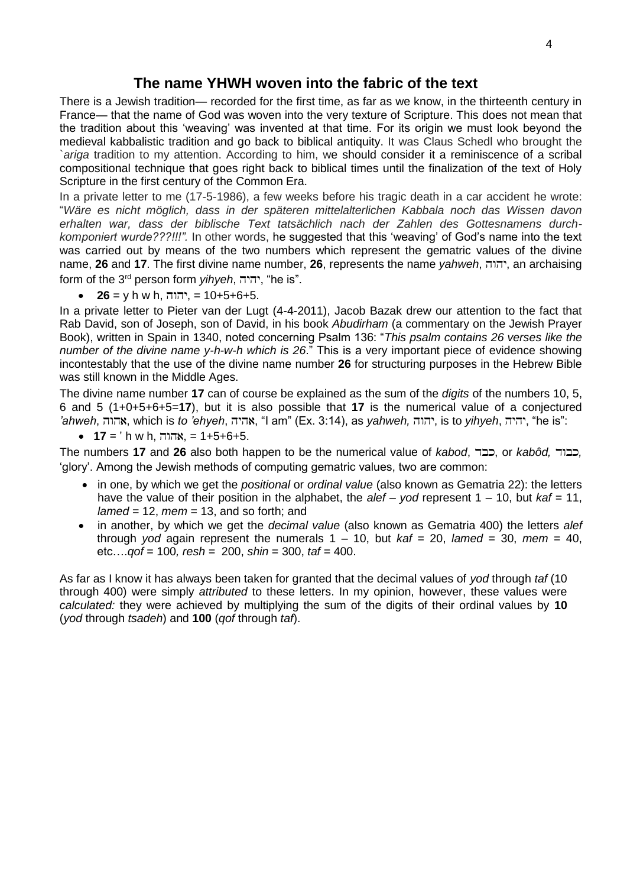## The name YHWH woven into the fabric of the text

There is a Jewish tradition— recorded for the first time, as far as we know, in the thirteenth century in France— that the name of God was woven into the very texture of Scripture. This does not mean that the tradition about this 'weaving' was invented at that time. For its origin we must look beyond the medieval kabbalistic tradition and go back to biblical antiquity. It was Claus Schedl who brought the *`ariga* tradition to my attention. According to him, we should consider it a reminiscence of a scribal compositional technique that goes right back to biblical times until the finalization of the text of Holy Scripture in the first century of the Common Era.

In a private letter to me (17-5-1986), a few weeks before his tragic death in a car accident he wrote: "*Wäre es nicht möglich, dass in der späteren mittelalterlichen Kabbala noch das Wissen davon erhalten war, dass der biblische Text tatsächlich nach der Zahlen des Gottesnamens durch-komponiert wurde???!!!".* In other words, he suggested that this 'weaving' of God's name into the text was carried out by means of the two numbers which represent the gematric values of the divine name, **26** and **17**. The first divine name number, **26**, represents the name *yahweh*, יהוה, an archaising form of the 3rd person form *yihyeh*, יהיה, "he is".

- **26** = y h w h, יהוה, = 10+5+6+5.

In a private letter to Pieter van der Lugt (4-4-2011), Jacob Bazak drew our attention to the fact that Rab David, son of Joseph, son of David, in his book *Abudirham* (a commentary on the Jewish Prayer Book), written in Spain in 1340, noted concerning Psalm 136: "*This psalm contains 26 verses like the number of the divine name y-h-w-h which is 26*." This is a very important piece of evidence showing incontestably that the use of the divine name number **26** for structuring purposes in the Hebrew Bible was still known in the Middle Ages.

The divine name number **17** can of course be explained as the sum of the *digits* of the numbers 10, 5, 6 and 5 (1+0+5+6+5=**17**), but it is also possible that **17** is the numerical value of a conjectured *'ahweh*, אהוה, which is *to 'ehyeh*, אהיה, "I am" (Ex. 3:14), as *yahweh,* יהוה, is to *yihyeh*, יהיה, "he is":

- **17** = ' h w h, אהוה, = 1+5+6+5.

The numbers **17** and **26** also both happen to be the numerical value of *kabod*, כבד, or *kabôd,* כבוד*,* 'glory'. Among the Jewish methods of computing gematric values, two are common:

- in one, by which we get the *positional* or *ordinal value* (also known as Gematria 22): the letters have the value of their position in the alphabet, the *alef* – *yod* represent 1 – 10, but *kaf* = 11, *lamed* = 12, *mem* = 13, and so forth; and
- in another, by which we get the *decimal value* (also known as Gematria 400) the letters *alef* through *yod* again represent the numerals 1 – 10, but *kaf* = 20, *lamed* = 30, *mem* = 40, etc….*qof* = 100*, resh* = 200, *shin* = 300, *taf* = 400.

As far as I know it has always been taken for granted that the decimal values of *yod* through *taf* (10 through 400) were simply *attributed* to these letters. In my opinion, however, these values were *calculated:* they were achieved by multiplying the sum of the digits of their ordinal values by **10** (*yod* through *tsadeh*) and **100** (*qof* through *taf*).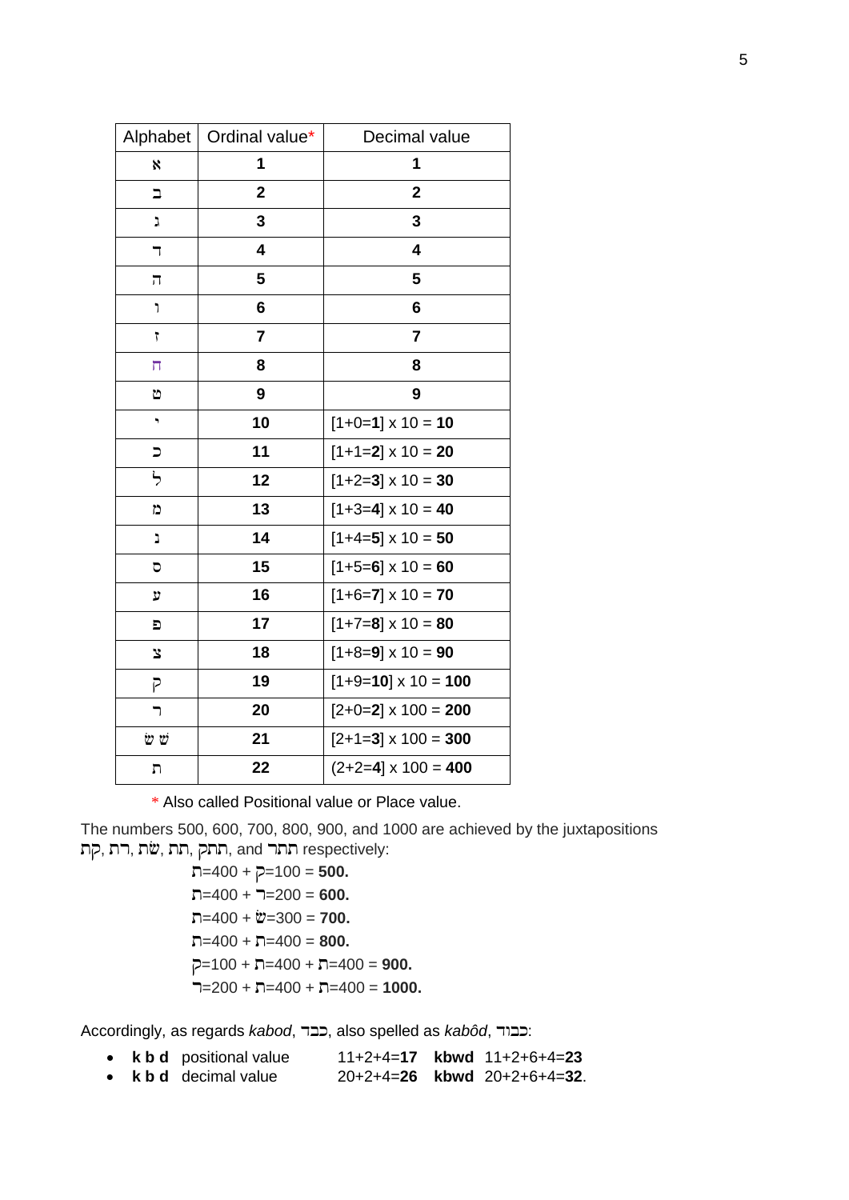| Alphabet | Ordinal value* | Decimal value |
|---|---|---|
| א | **1** | **1** |
| ב | **2** | **2** |
| ג | **3** | **3** |
| ד | **4** | **4** |
| ה | **5** | **5** |
| ו | **6** | **6** |
| ז | **7** | **7** |
| ח | **8** | **8** |
| ט | **9** | **9** |
| י | **10** | [1+0=**1**] x 10 = **10** |
| כ | **11** | [1+1=**2**] x 10 = **20** |
| ל | **12** | [1+2=**3**] x 10 = **30** |
| מ | **13** | [1+3=**4**] x 10 = **40** |
| נ | **14** | [1+4=**5**] x 10 = **50** |
| ס | **15** | [1+5=**6**] x 10 = **60** |
| ע | **16** | [1+6=**7**] x 10 = **70** |
| פ | **17** | [1+7=**8**] x 10 = **80** |
| צ | **18** | [1+8=**9**] x 10 = **90** |
| ק | **19** | [1+9=**10**] x 10 = **100** |
| ר | **20** | [2+0=**2**] x 100 = **200** |
| שׁ שׂ | **21** | [2+1=**3**] x 100 = **300** |
| ת | **22** | (2+2=**4**] x 100 = **400** |

\* Also called Positional value or Place value.

The numbers 500, 600, 700, 800, 900, and 1000 are achieved by the juxtapositions תקת, תרת, תשת, תתת, תתתק, and תתתר respectively:

ת=400 + ק=100 = **500.**
ת=400 + ר=200 = **600.**
ת=400 + ש=300 = **700.**
ת=400 + ת=400 = **800.**
ק=100 + ת=400 + ת=400 = **900.**
ר=200 + ת=400 + ת=400 = **1000.**

Accordingly, as regards *kabod*, כבד, also spelled as *kabôd*, כבוד:

- **k b d** positional value 11+2+4=**17** **kbwd** 11+2+6+4=**23**
- **k b d** decimal value 20+2+4=**26** **kbwd** 20+2+6+4=**32**.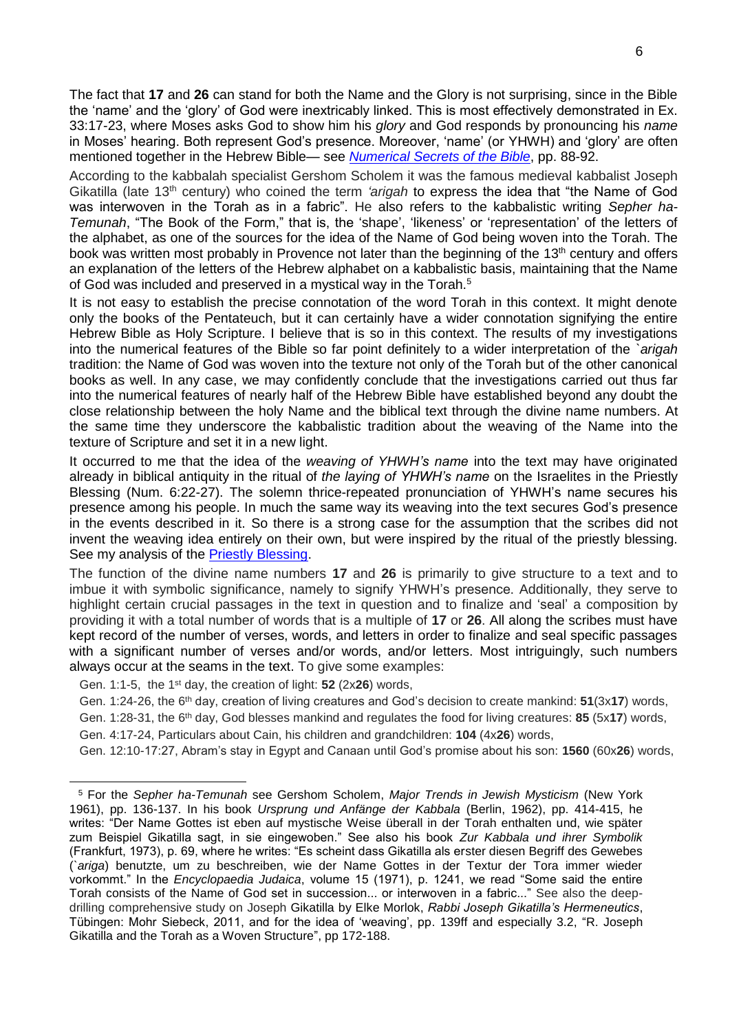The fact that **17** and **26** can stand for both the Name and the Glory is not surprising, since in the Bible the 'name' and the 'glory' of God were inextricably linked. This is most effectively demonstrated in Ex. 33:17-23, where Moses asks God to show him his *glory* and God responds by pronouncing his *name* in Moses' hearing. Both represent God's presence. Moreover, 'name' (or YHWH) and 'glory' are often mentioned together in the Hebrew Bible— see *Numerical Secrets of the Bible*, pp. 88-92.

According to the kabbalah specialist Gershom Scholem it was the famous medieval kabbalist Joseph Gikatilla (late 13th century) who coined the term *'arigah* to express the idea that "the Name of God was interwoven in the Torah as in a fabric". He also refers to the kabbalistic writing *Sepher ha-Temunah*, "The Book of the Form," that is, the 'shape', 'likeness' or 'representation' of the letters of the alphabet, as one of the sources for the idea of the Name of God being woven into the Torah. The book was written most probably in Provence not later than the beginning of the 13th century and offers an explanation of the letters of the Hebrew alphabet on a kabbalistic basis, maintaining that the Name of God was included and preserved in a mystical way in the Torah.[5]

It is not easy to establish the precise connotation of the word Torah in this context. It might denote only the books of the Pentateuch, but it can certainly have a wider connotation signifying the entire Hebrew Bible as Holy Scripture. I believe that is so in this context. The results of my investigations into the numerical features of the Bible so far point definitely to a wider interpretation of the *`arigah* tradition: the Name of God was woven into the texture not only of the Torah but of the other canonical books as well. In any case, we may confidently conclude that the investigations carried out thus far into the numerical features of nearly half of the Hebrew Bible have established beyond any doubt the close relationship between the holy Name and the biblical text through the divine name numbers. At the same time they underscore the kabbalistic tradition about the weaving of the Name into the texture of Scripture and set it in a new light.

It occurred to me that the idea of the *weaving of YHWH's name* into the text may have originated already in biblical antiquity in the ritual of *the laying of YHWH's name* on the Israelites in the Priestly Blessing (Num. 6:22-27). The solemn thrice-repeated pronunciation of YHWH's name secures his presence among his people. In much the same way its weaving into the text secures God's presence in the events described in it. So there is a strong case for the assumption that the scribes did not invent the weaving idea entirely on their own, but were inspired by the ritual of the priestly blessing. See my analysis of the Priestly Blessing.

The function of the divine name numbers **17** and **26** is primarily to give structure to a text and to imbue it with symbolic significance, namely to signify YHWH's presence. Additionally, they serve to highlight certain crucial passages in the text in question and to finalize and 'seal' a composition by providing it with a total number of words that is a multiple of **17** or **26**. All along the scribes must have kept record of the number of verses, words, and letters in order to finalize and seal specific passages with a significant number of verses and/or words, and/or letters. Most intriguingly, such numbers always occur at the seams in the text. To give some examples:

Gen. 1:1-5, the 1st day, the creation of light: **52** (2x**26**) words,

Gen. 1:24-26, the 6th day, creation of living creatures and God's decision to create mankind: **51**(3x**17**) words,

Gen. 1:28-31, the 6th day, God blesses mankind and regulates the food for living creatures: **85** (5x**17**) words,

Gen. 4:17-24, Particulars about Cain, his children and grandchildren: **104** (4x**26**) words,

Gen. 12:10-17:27, Abram's stay in Egypt and Canaan until God's promise about his son: **1560** (60x**26**) words,

---

[5] For the *Sepher ha-Temunah* see Gershom Scholem, *Major Trends in Jewish Mysticism* (New York 1961), pp. 136-137. In his book *Ursprung und Anfänge der Kabbala* (Berlin, 1962), pp. 414-415, he writes: "Der Name Gottes ist eben auf mystische Weise überall in der Torah enthalten und, wie später zum Beispiel Gikatilla sagt, in sie eingewoben." See also his book *Zur Kabbala und ihrer Symbolik* (Frankfurt, 1973), p. 69, where he writes: "Es scheint dass Gikatilla als erster diesen Begriff des Gewebes (*`ariga*) benutzte, um zu beschreiben, wie der Name Gottes in der Textur der Tora immer wieder vorkommt." In the *Encyclopaedia Judaica*, volume 15 (1971), p. 1241, we read "Some said the entire Torah consists of the Name of God set in succession... or interwoven in a fabric..." See also the deep-drilling comprehensive study on Joseph Gikatilla by Elke Morlok, *Rabbi Joseph Gikatilla's Hermeneutics*, Tübingen: Mohr Siebeck, 2011, and for the idea of 'weaving', pp. 139ff and especially 3.2, "R. Joseph Gikatilla and the Torah as a Woven Structure", pp 172-188.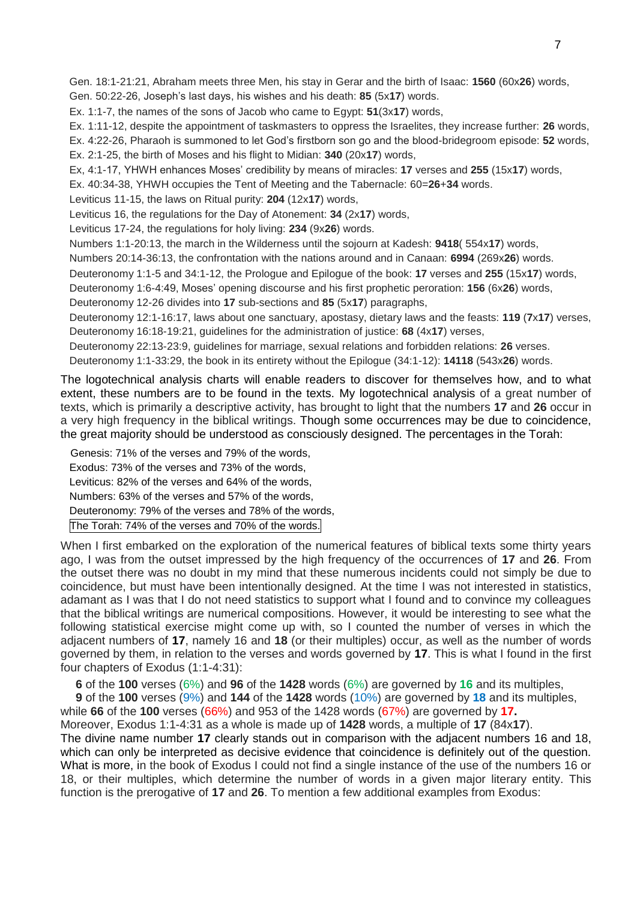Gen. 18:1-21:21, Abraham meets three Men, his stay in Gerar and the birth of Isaac: **1560** (60x**26**) words,  
Gen. 50:22-26, Joseph's last days, his wishes and his death: **85** (5x**17**) words.  
Ex. 1:1-7, the names of the sons of Jacob who came to Egypt: **51**(3x**17**) words,  
Ex. 1:11-12, despite the appointment of taskmasters to oppress the Israelites, they increase further: **26** words,  
Ex. 4:22-26, Pharaoh is summoned to let God's firstborn son go and the blood-bridegroom episode: **52** words,  
Ex. 2:1-25, the birth of Moses and his flight to Midian: **340** (20x**17**) words,  
Ex, 4:1-17, YHWH enhances Moses' credibility by means of miracles: **17** verses and **255** (15x**17**) words,  
Ex. 40:34-38, YHWH occupies the Tent of Meeting and the Tabernacle: 60=**26**+**34** words.  
Leviticus 11-15, the laws on Ritual purity: **204** (12x**17**) words,  
Leviticus 16, the regulations for the Day of Atonement: **34** (2x**17**) words,  
Leviticus 17-24, the regulations for holy living: **234** (9x**26**) words.  
Numbers 1:1-20:13, the march in the Wilderness until the sojourn at Kadesh: **9418**( 554x**17**) words,  
Numbers 20:14-36:13, the confrontation with the nations around and in Canaan: **6994** (269x**26**) words.  
Deuteronomy 1:1-5 and 34:1-12, the Prologue and Epilogue of the book: **17** verses and **255** (15x**17**) words,  
Deuteronomy 1:6-4:49, Moses' opening discourse and his first prophetic peroration: **156** (6x**26**) words,  
Deuteronomy 12-26 divides into **17** sub-sections and **85** (5x**17**) paragraphs,  
Deuteronomy 12:1-16:17, laws about one sanctuary, apostasy, dietary laws and the feasts: **119** (**7**x**17**) verses,  
Deuteronomy 16:18-19:21, guidelines for the administration of justice: **68** (4x**17**) verses,  
Deuteronomy 22:13-23:9, guidelines for marriage, sexual relations and forbidden relations: **26** verses.  
Deuteronomy 1:1-33:29, the book in its entirety without the Epilogue (34:1-12): **14118** (543x**26**) words.

The logotechnical analysis charts will enable readers to discover for themselves how, and to what extent, these numbers are to be found in the texts. My logotechnical analysis of a great number of texts, which is primarily a descriptive activity, has brought to light that the numbers **17** and **26** occur in a very high frequency in the biblical writings. Though some occurrences may be due to coincidence, the great majority should be understood as consciously designed. The percentages in the Torah:

Genesis: 71% of the verses and 79% of the words,  
Exodus: 73% of the verses and 73% of the words,  
Leviticus: 82% of the verses and 64% of the words,  
Numbers: 63% of the verses and 57% of the words,  
Deuteronomy: 79% of the verses and 78% of the words,  
The Torah: 74% of the verses and 70% of the words.

When I first embarked on the exploration of the numerical features of biblical texts some thirty years ago, I was from the outset impressed by the high frequency of the occurrences of **17** and **26**. From the outset there was no doubt in my mind that these numerous incidents could not simply be due to coincidence, but must have been intentionally designed. At the time I was not interested in statistics, adamant as I was that I do not need statistics to support what I found and to convince my colleagues that the biblical writings are numerical compositions. However, it would be interesting to see what the following statistical exercise might come up with, so I counted the number of verses in which the adjacent numbers of **17**, namely 16 and **18** (or their multiples) occur, as well as the number of words governed by them, in relation to the verses and words governed by **17**. This is what I found in the first four chapters of Exodus (1:1-4:31):

**6** of the **100** verses (6%) and **96** of the **1428** words (6%) are governed by **16** and its multiples,  
**9** of the **100** verses (9%) and **144** of the **1428** words (10%) are governed by **18** and its multiples,  
while **66** of the **100** verses (66%) and 953 of the 1428 words (67%) are governed by **17.**  
Moreover, Exodus 1:1-4:31 as a whole is made up of **1428** words, a multiple of **17** (84x**17**).  
The divine name number **17** clearly stands out in comparison with the adjacent numbers 16 and 18, which can only be interpreted as decisive evidence that coincidence is definitely out of the question. What is more, in the book of Exodus I could not find a single instance of the use of the numbers 16 or 18, or their multiples, which determine the number of words in a given major literary entity. This function is the prerogative of **17** and **26**. To mention a few additional examples from Exodus: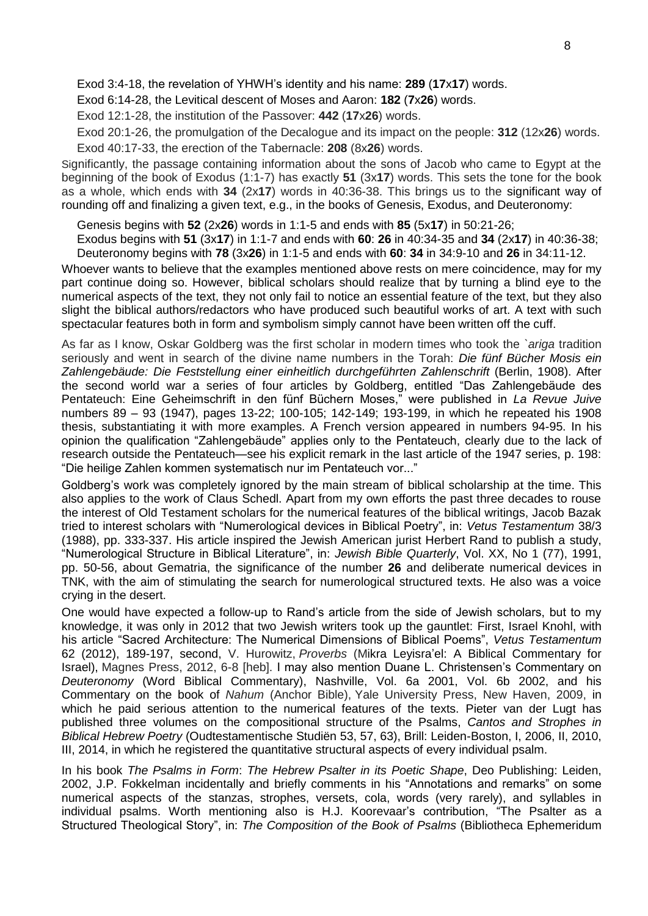Exod 3:4-18, the revelation of YHWH's identity and his name: **289** (**17**x**17**) words.

Exod 6:14-28, the Levitical descent of Moses and Aaron: **182** (**7**x**26**) words.

Exod 12:1-28, the institution of the Passover: **442** (**17**x**26**) words.

Exod 20:1-26, the promulgation of the Decalogue and its impact on the people: **312** (12x**26**) words.

Exod 40:17-33, the erection of the Tabernacle: **208** (8x**26**) words.

Significantly, the passage containing information about the sons of Jacob who came to Egypt at the beginning of the book of Exodus (1:1-7) has exactly **51** (3x**17**) words. This sets the tone for the book as a whole, which ends with **34** (2x**17**) words in 40:36-38. This brings us to the significant way of rounding off and finalizing a given text, e.g., in the books of Genesis, Exodus, and Deuteronomy:

Genesis begins with **52** (2x**26**) words in 1:1-5 and ends with **85** (5x**17**) in 50:21-26;

Exodus begins with **51** (3x**17**) in 1:1-7 and ends with **60**: **26** in 40:34-35 and **34** (2x**17**) in 40:36-38;

Deuteronomy begins with **78** (3x**26**) in 1:1-5 and ends with **60**: **34** in 34:9-10 and **26** in 34:11-12.

Whoever wants to believe that the examples mentioned above rests on mere coincidence, may for my part continue doing so. However, biblical scholars should realize that by turning a blind eye to the numerical aspects of the text, they not only fail to notice an essential feature of the text, but they also slight the biblical authors/redactors who have produced such beautiful works of art. A text with such spectacular features both in form and symbolism simply cannot have been written off the cuff.

As far as I know, Oskar Goldberg was the first scholar in modern times who took the *`ariga* tradition seriously and went in search of the divine name numbers in the Torah: *Die fünf Bücher Mosis ein Zahlengebäude: Die Feststellung einer einheitlich durchgeführten Zahlenschrift* (Berlin, 1908). After the second world war a series of four articles by Goldberg, entitled "Das Zahlengebäude des Pentateuch: Eine Geheimschrift in den fünf Büchern Moses," were published in *La Revue Juive* numbers 89 – 93 (1947), pages 13-22; 100-105; 142-149; 193-199, in which he repeated his 1908 thesis, substantiating it with more examples. A French version appeared in numbers 94-95. In his opinion the qualification "Zahlengebäude" applies only to the Pentateuch, clearly due to the lack of research outside the Pentateuch—see his explicit remark in the last article of the 1947 series, p. 198: "Die heilige Zahlen kommen systematisch nur im Pentateuch vor..."

Goldberg's work was completely ignored by the main stream of biblical scholarship at the time. This also applies to the work of Claus Schedl. Apart from my own efforts the past three decades to rouse the interest of Old Testament scholars for the numerical features of the biblical writings, Jacob Bazak tried to interest scholars with "Numerological devices in Biblical Poetry", in: *Vetus Testamentum* 38/3 (1988), pp. 333-337. His article inspired the Jewish American jurist Herbert Rand to publish a study, "Numerological Structure in Biblical Literature", in: *Jewish Bible Quarterly*, Vol. XX, No 1 (77), 1991, pp. 50-56, about Gematria, the significance of the number **26** and deliberate numerical devices in TNK, with the aim of stimulating the search for numerological structured texts. He also was a voice crying in the desert.

One would have expected a follow-up to Rand's article from the side of Jewish scholars, but to my knowledge, it was only in 2012 that two Jewish writers took up the gauntlet: First, Israel Knohl, with his article "Sacred Architecture: The Numerical Dimensions of Biblical Poems", *Vetus Testamentum* 62 (2012), 189-197, second, V. Hurowitz, *Proverbs* (Mikra Leyisra'el: A Biblical Commentary for Israel), Magnes Press, 2012, 6-8 [heb]. I may also mention Duane L. Christensen's Commentary on *Deuteronomy* (Word Biblical Commentary), Nashville, Vol. 6a 2001, Vol. 6b 2002, and his Commentary on the book of *Nahum* (Anchor Bible), Yale University Press, New Haven, 2009, in which he paid serious attention to the numerical features of the texts. Pieter van der Lugt has published three volumes on the compositional structure of the Psalms, *Cantos and Strophes in Biblical Hebrew Poetry* (Oudtestamentische Studiën 53, 57, 63), Brill: Leiden-Boston, I, 2006, II, 2010, III, 2014, in which he registered the quantitative structural aspects of every individual psalm.

In his book *The Psalms in Form*: *The Hebrew Psalter in its Poetic Shape*, Deo Publishing: Leiden, 2002, J.P. Fokkelman incidentally and briefly comments in his "Annotations and remarks" on some numerical aspects of the stanzas, strophes, versets, cola, words (very rarely), and syllables in individual psalms. Worth mentioning also is H.J. Koorevaar's contribution, "The Psalter as a Structured Theological Story", in: *The Composition of the Book of Psalms* (Bibliotheca Ephemeridum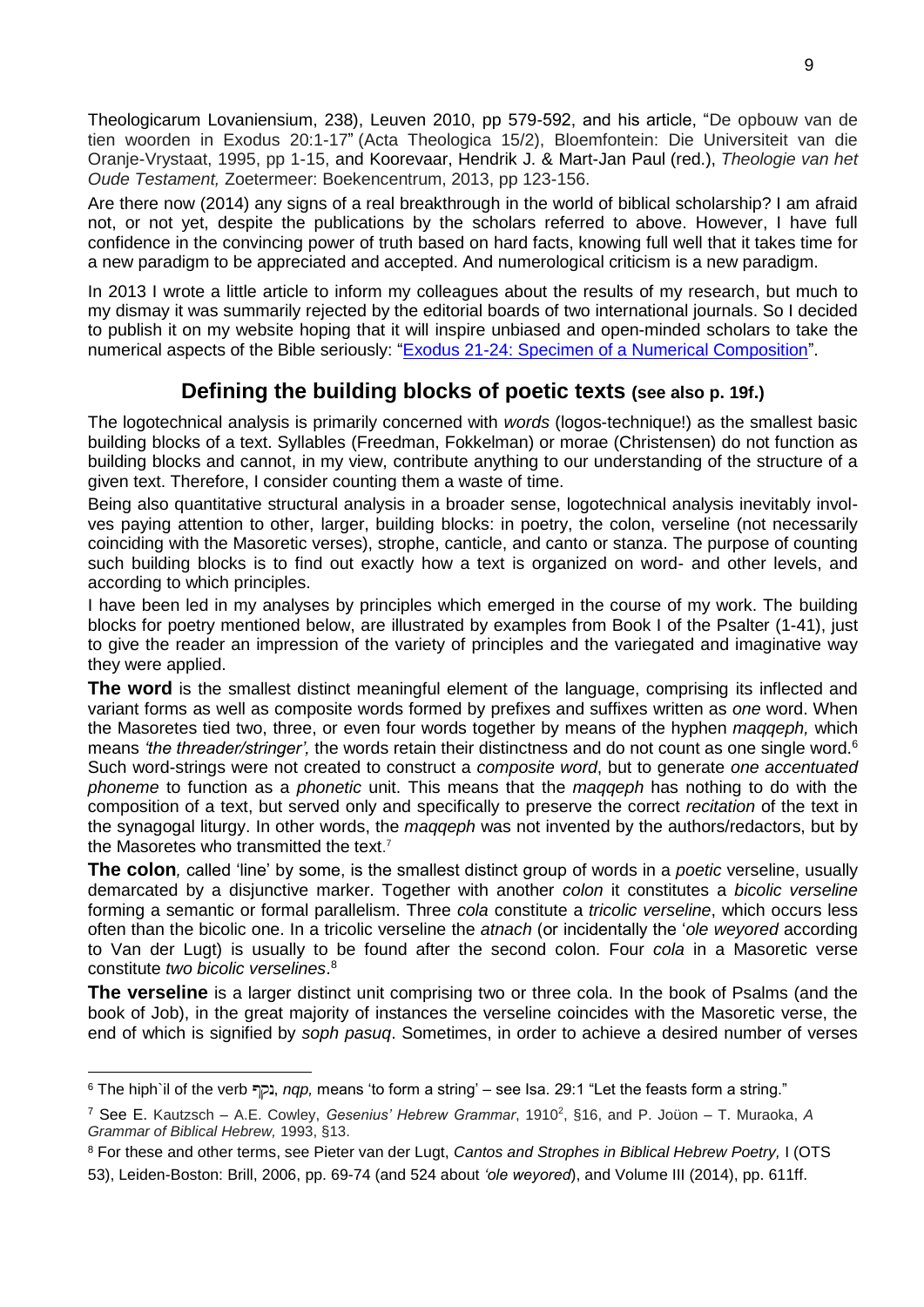Theologicarum Lovaniensium, 238), Leuven 2010, pp 579-592, and his article, "De opbouw van de tien woorden in Exodus 20:1-17" (Acta Theologica 15/2), Bloemfontein: Die Universiteit van die Oranje-Vrystaat, 1995, pp 1-15, and Koorevaar, Hendrik J. & Mart-Jan Paul (red.), *Theologie van het Oude Testament,* Zoetermeer: Boekencentrum, 2013, pp 123-156.

Are there now (2014) any signs of a real breakthrough in the world of biblical scholarship? I am afraid not, or not yet, despite the publications by the scholars referred to above. However, I have full confidence in the convincing power of truth based on hard facts, knowing full well that it takes time for a new paradigm to be appreciated and accepted. And numerological criticism is a new paradigm.

In 2013 I wrote a little article to inform my colleagues about the results of my research, but much to my dismay it was summarily rejected by the editorial boards of two international journals. So I decided to publish it on my website hoping that it will inspire unbiased and open-minded scholars to take the numerical aspects of the Bible seriously: "Exodus 21-24: Specimen of a Numerical Composition".

## Defining the building blocks of poetic texts (see also p. 19f.)

The logotechnical analysis is primarily concerned with *words* (logos-technique!) as the smallest basic building blocks of a text. Syllables (Freedman, Fokkelman) or morae (Christensen) do not function as building blocks and cannot, in my view, contribute anything to our understanding of the structure of a given text. Therefore, I consider counting them a waste of time.

Being also quantitative structural analysis in a broader sense, logotechnical analysis inevitably involves paying attention to other, larger, building blocks: in poetry, the colon, verseline (not necessarily coinciding with the Masoretic verses), strophe, canticle, and canto or stanza. The purpose of counting such building blocks is to find out exactly how a text is organized on word- and other levels, and according to which principles.

I have been led in my analyses by principles which emerged in the course of my work. The building blocks for poetry mentioned below, are illustrated by examples from Book I of the Psalter (1-41), just to give the reader an impression of the variety of principles and the variegated and imaginative way they were applied.

**The word** is the smallest distinct meaningful element of the language, comprising its inflected and variant forms as well as composite words formed by prefixes and suffixes written as *one* word. When the Masoretes tied two, three, or even four words together by means of the hyphen *maqqeph,* which means *'the threader/stringer',* the words retain their distinctness and do not count as one single word.[6] Such word-strings were not created to construct a *composite word*, but to generate *one accentuated phoneme* to function as a *phonetic* unit. This means that the *maqqeph* has nothing to do with the composition of a text, but served only and specifically to preserve the correct *recitation* of the text in the synagogal liturgy. In other words, the *maqqeph* was not invented by the authors/redactors, but by the Masoretes who transmitted the text.[7]

**The colon***,* called 'line' by some, is the smallest distinct group of words in a *poetic* verseline, usually demarcated by a disjunctive marker. Together with another *colon* it constitutes a *bicolic verseline* forming a semantic or formal parallelism. Three *cola* constitute a *tricolic verseline*, which occurs less often than the bicolic one. In a tricolic verseline the *atnach* (or incidentally the '*ole weyored* according to Van der Lugt) is usually to be found after the second colon. Four *cola* in a Masoretic verse constitute *two bicolic verselines*.[8]

**The verseline** is a larger distinct unit comprising two or three cola. In the book of Psalms (and the book of Job), in the great majority of instances the verseline coincides with the Masoretic verse, the end of which is signified by *soph pasuq*. Sometimes, in order to achieve a desired number of verses

---

[6] The hiph`il of the verb נקף, *nqp,* means 'to form a string' – see Isa. 29:1 "Let the feasts form a string."

[7] See E. Kautzsch – A.E. Cowley, *Gesenius' Hebrew Grammar*, 1910², §16, and P. Joüon – T. Muraoka, *A Grammar of Biblical Hebrew,* 1993, §13.

[8] For these and other terms, see Pieter van der Lugt, *Cantos and Strophes in Biblical Hebrew Poetry,* I (OTS 53), Leiden-Boston: Brill, 2006, pp. 69-74 (and 524 about *'ole weyored*), and Volume III (2014), pp. 611ff.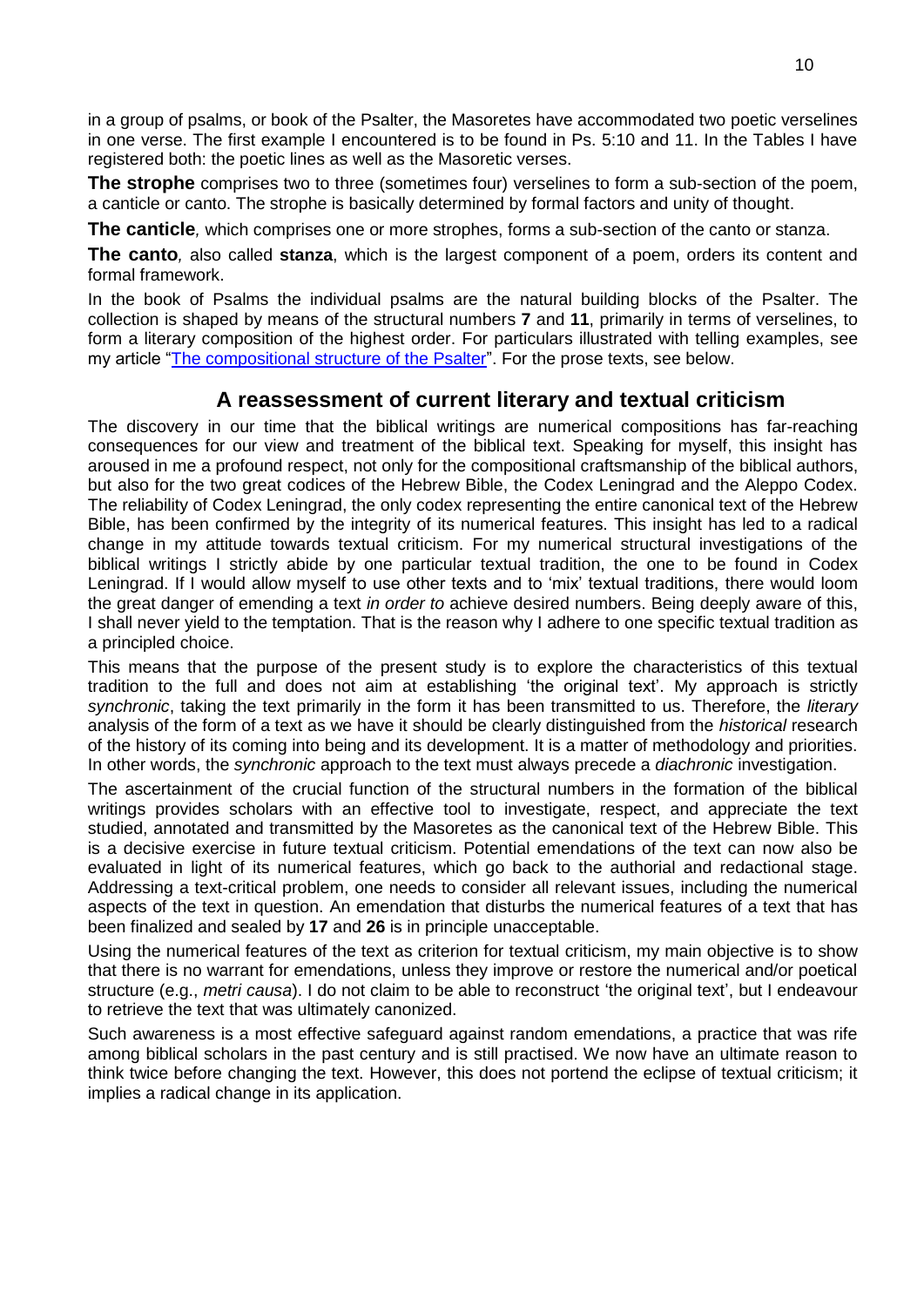in a group of psalms, or book of the Psalter, the Masoretes have accommodated two poetic verselines in one verse. The first example I encountered is to be found in Ps. 5:10 and 11. In the Tables I have registered both: the poetic lines as well as the Masoretic verses.

**The strophe** comprises two to three (sometimes four) verselines to form a sub-section of the poem, a canticle or canto. The strophe is basically determined by formal factors and unity of thought.

**The canticle***,* which comprises one or more strophes, forms a sub-section of the canto or stanza.

**The canto***,* also called **stanza**, which is the largest component of a poem, orders its content and formal framework.

In the book of Psalms the individual psalms are the natural building blocks of the Psalter. The collection is shaped by means of the structural numbers **7** and **11**, primarily in terms of verselines, to form a literary composition of the highest order. For particulars illustrated with telling examples, see my article "The compositional structure of the Psalter". For the prose texts, see below.

## A reassessment of current literary and textual criticism

The discovery in our time that the biblical writings are numerical compositions has far-reaching consequences for our view and treatment of the biblical text. Speaking for myself, this insight has aroused in me a profound respect, not only for the compositional craftsmanship of the biblical authors, but also for the two great codices of the Hebrew Bible, the Codex Leningrad and the Aleppo Codex. The reliability of Codex Leningrad, the only codex representing the entire canonical text of the Hebrew Bible, has been confirmed by the integrity of its numerical features. This insight has led to a radical change in my attitude towards textual criticism. For my numerical structural investigations of the biblical writings I strictly abide by one particular textual tradition, the one to be found in Codex Leningrad. If I would allow myself to use other texts and to 'mix' textual traditions, there would loom the great danger of emending a text *in order to* achieve desired numbers. Being deeply aware of this, I shall never yield to the temptation. That is the reason why I adhere to one specific textual tradition as a principled choice.

This means that the purpose of the present study is to explore the characteristics of this textual tradition to the full and does not aim at establishing 'the original text'. My approach is strictly *synchronic*, taking the text primarily in the form it has been transmitted to us. Therefore, the *literary* analysis of the form of a text as we have it should be clearly distinguished from the *historical* research of the history of its coming into being and its development. It is a matter of methodology and priorities. In other words, the *synchronic* approach to the text must always precede a *diachronic* investigation.

The ascertainment of the crucial function of the structural numbers in the formation of the biblical writings provides scholars with an effective tool to investigate, respect, and appreciate the text studied, annotated and transmitted by the Masoretes as the canonical text of the Hebrew Bible. This is a decisive exercise in future textual criticism. Potential emendations of the text can now also be evaluated in light of its numerical features, which go back to the authorial and redactional stage. Addressing a text-critical problem, one needs to consider all relevant issues, including the numerical aspects of the text in question. An emendation that disturbs the numerical features of a text that has been finalized and sealed by **17** and **26** is in principle unacceptable.

Using the numerical features of the text as criterion for textual criticism, my main objective is to show that there is no warrant for emendations, unless they improve or restore the numerical and/or poetical structure (e.g., *metri causa*). I do not claim to be able to reconstruct 'the original text', but I endeavour to retrieve the text that was ultimately canonized.

Such awareness is a most effective safeguard against random emendations, a practice that was rife among biblical scholars in the past century and is still practised. We now have an ultimate reason to think twice before changing the text. However, this does not portend the eclipse of textual criticism; it implies a radical change in its application.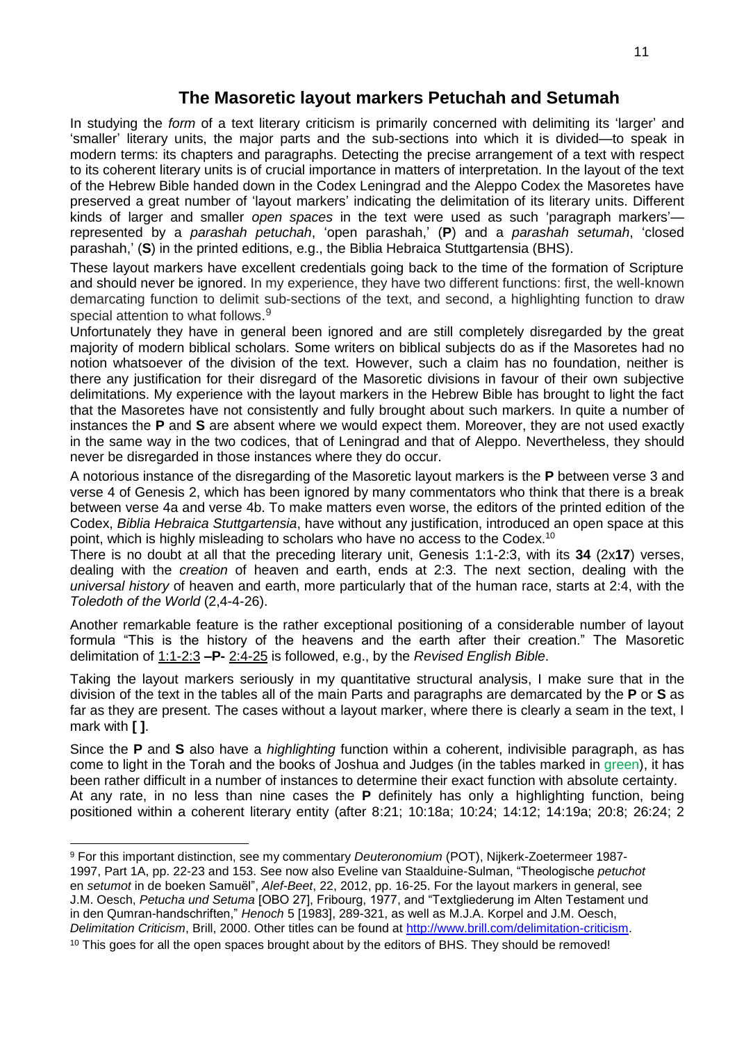## The Masoretic layout markers Petuchah and Setumah

In studying the *form* of a text literary criticism is primarily concerned with delimiting its 'larger' and 'smaller' literary units, the major parts and the sub-sections into which it is divided—to speak in modern terms: its chapters and paragraphs. Detecting the precise arrangement of a text with respect to its coherent literary units is of crucial importance in matters of interpretation. In the layout of the text of the Hebrew Bible handed down in the Codex Leningrad and the Aleppo Codex the Masoretes have preserved a great number of 'layout markers' indicating the delimitation of its literary units. Different kinds of larger and smaller *open spaces* in the text were used as such 'paragraph markers'—represented by a *parashah petuchah*, 'open parashah,' (**P**) and a *parashah setumah*, 'closed parashah,' (**S**) in the printed editions, e.g., the Biblia Hebraica Stuttgartensia (BHS).

These layout markers have excellent credentials going back to the time of the formation of Scripture and should never be ignored. In my experience, they have two different functions: first, the well-known demarcating function to delimit sub-sections of the text, and second, a highlighting function to draw special attention to what follows.[9]

Unfortunately they have in general been ignored and are still completely disregarded by the great majority of modern biblical scholars. Some writers on biblical subjects do as if the Masoretes had no notion whatsoever of the division of the text. However, such a claim has no foundation, neither is there any justification for their disregard of the Masoretic divisions in favour of their own subjective delimitations. My experience with the layout markers in the Hebrew Bible has brought to light the fact that the Masoretes have not consistently and fully brought about such markers. In quite a number of instances the **P** and **S** are absent where we would expect them. Moreover, they are not used exactly in the same way in the two codices, that of Leningrad and that of Aleppo. Nevertheless, they should never be disregarded in those instances where they do occur.

A notorious instance of the disregarding of the Masoretic layout markers is the **P** between verse 3 and verse 4 of Genesis 2, which has been ignored by many commentators who think that there is a break between verse 4a and verse 4b. To make matters even worse, the editors of the printed edition of the Codex, *Biblia Hebraica Stuttgartensia*, have without any justification, introduced an open space at this point, which is highly misleading to scholars who have no access to the Codex.[10]

There is no doubt at all that the preceding literary unit, Genesis 1:1-2:3, with its **34** (2x**17**) verses, dealing with the *creation* of heaven and earth, ends at 2:3. The next section, dealing with the *universal history* of heaven and earth, more particularly that of the human race, starts at 2:4, with the *Toledoth of the World* (2,4-4-26).

Another remarkable feature is the rather exceptional positioning of a considerable number of layout formula "This is the history of the heavens and the earth after their creation." The Masoretic delimitation of 1:1-2:3 **–P-** 2:4-25 is followed, e.g., by the *Revised English Bible*.

Taking the layout markers seriously in my quantitative structural analysis, I make sure that in the division of the text in the tables all of the main Parts and paragraphs are demarcated by the **P** or **S** as far as they are present. The cases without a layout marker, where there is clearly a seam in the text, I mark with **[ ]**.

Since the **P** and **S** also have a *highlighting* function within a coherent, indivisible paragraph, as has come to light in the Torah and the books of Joshua and Judges (in the tables marked in green), it has been rather difficult in a number of instances to determine their exact function with absolute certainty. At any rate, in no less than nine cases the **P** definitely has only a highlighting function, being positioned within a coherent literary entity (after 8:21; 10:18a; 10:24; 14:12; 14:19a; 20:8; 26:24; 2

---

[9] For this important distinction, see my commentary *Deuteronomium* (POT), Nijkerk-Zoetermeer 1987-1997, Part 1A, pp. 22-23 and 153. See now also Eveline van Staalduine-Sulman, "Theologische *petuchot* en *setumot* in de boeken Samuël", *Alef-Beet*, 22, 2012, pp. 16-25. For the layout markers in general, see J.M. Oesch, *Petucha und Setuma* [OBO 27], Fribourg, 1977, and "Textgliederung im Alten Testament und in den Qumran-handschriften," *Henoch* 5 [1983], 289-321, as well as M.J.A. Korpel and J.M. Oesch, *Delimitation Criticism*, Brill, 2000. Other titles can be found at http://www.brill.com/delimitation-criticism.

[10] This goes for all the open spaces brought about by the editors of BHS. They should be removed!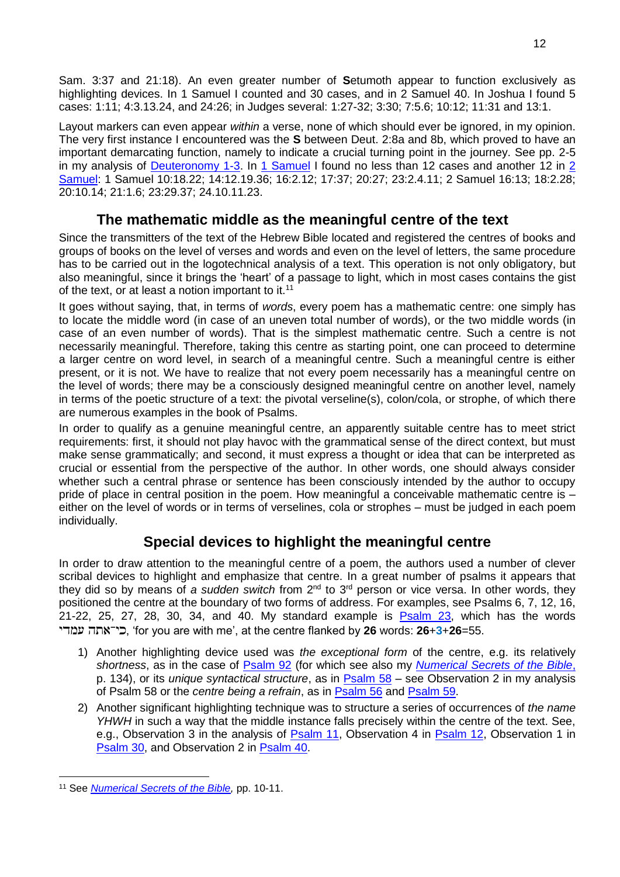Sam. 3:37 and 21:18). An even greater number of **S**etumoth appear to function exclusively as highlighting devices. In 1 Samuel I counted and 30 cases, and in 2 Samuel 40. In Joshua I found 5 cases: 1:11; 4:3.13.24, and 24:26; in Judges several: 1:27-32; 3:30; 7:5.6; 10:12; 11:31 and 13:1.

Layout markers can even appear *within* a verse, none of which should ever be ignored, in my opinion. The very first instance I encountered was the **S** between Deut. 2:8a and 8b, which proved to have an important demarcating function, namely to indicate a crucial turning point in the journey. See pp. 2-5 in my analysis of Deuteronomy 1-3. In 1 Samuel I found no less than 12 cases and another 12 in 2 Samuel: 1 Samuel 10:18.22; 14:12.19.36; 16:2.12; 17:37; 20:27; 23:2.4.11; 2 Samuel 16:13; 18:2.28; 20:10.14; 21:1.6; 23:29.37; 24.10.11.23.

## The mathematic middle as the meaningful centre of the text

Since the transmitters of the text of the Hebrew Bible located and registered the centres of books and groups of books on the level of verses and words and even on the level of letters, the same procedure has to be carried out in the logotechnical analysis of a text. This operation is not only obligatory, but also meaningful, since it brings the 'heart' of a passage to light, which in most cases contains the gist of the text, or at least a notion important to it.[11]

It goes without saying, that, in terms of *words*, every poem has a mathematic centre: one simply has to locate the middle word (in case of an uneven total number of words), or the two middle words (in case of an even number of words). That is the simplest mathematic centre. Such a centre is not necessarily meaningful. Therefore, taking this centre as starting point, one can proceed to determine a larger centre on word level, in search of a meaningful centre. Such a meaningful centre is either present, or it is not. We have to realize that not every poem necessarily has a meaningful centre on the level of words; there may be a consciously designed meaningful centre on another level, namely in terms of the poetic structure of a text: the pivotal verseline(s), colon/cola, or strophe, of which there are numerous examples in the book of Psalms.

In order to qualify as a genuine meaningful centre, an apparently suitable centre has to meet strict requirements: first, it should not play havoc with the grammatical sense of the direct context, but must make sense grammatically; and second, it must express a thought or idea that can be interpreted as crucial or essential from the perspective of the author. In other words, one should always consider whether such a central phrase or sentence has been consciously intended by the author to occupy pride of place in central position in the poem. How meaningful a conceivable mathematic centre is – either on the level of words or in terms of verselines, cola or strophes – must be judged in each poem individually.

## Special devices to highlight the meaningful centre

In order to draw attention to the meaningful centre of a poem, the authors used a number of clever scribal devices to highlight and emphasize that centre. In a great number of psalms it appears that they did so by means of *a sudden switch* from 2nd to 3rd person or vice versa. In other words, they positioned the centre at the boundary of two forms of address. For examples, see Psalms 6, 7, 12, 16, 21-22, 25, 27, 28, 30, 34, and 40. My standard example is Psalm 23, which has the words כי־אתה עמדי, 'for you are with me', at the centre flanked by **26** words: **26**+**3**+**26**=55.

1) Another highlighting device used was *the exceptional form* of the centre, e.g. its relatively *shortness*, as in the case of Psalm 92 (for which see also my *Numerical Secrets of the Bible*, p. 134), or its *unique syntactical structure*, as in Psalm 58 – see Observation 2 in my analysis of Psalm 58 or the *centre being a refrain*, as in Psalm 56 and Psalm 59.
2) Another significant highlighting technique was to structure a series of occurrences of *the name YHWH* in such a way that the middle instance falls precisely within the centre of the text. See, e.g., Observation 3 in the analysis of Psalm 11, Observation 4 in Psalm 12, Observation 1 in Psalm 30, and Observation 2 in Psalm 40.

---

[11] See *Numerical Secrets of the Bible,* pp. 10-11.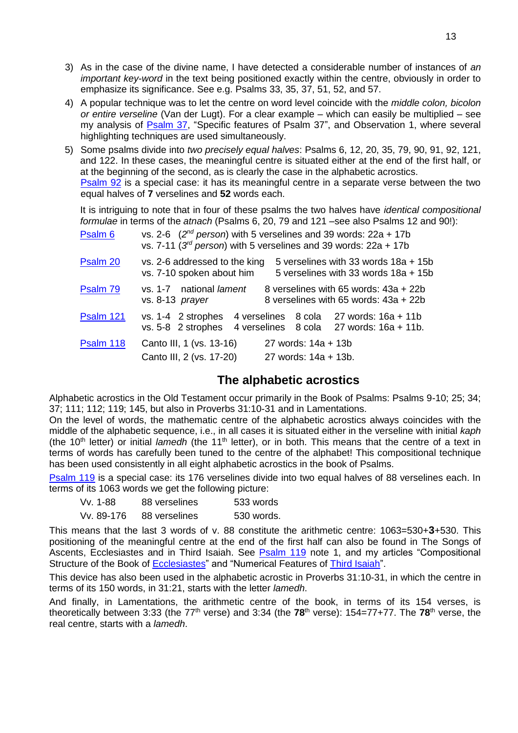3) As in the case of the divine name, I have detected a considerable number of instances of *an important key-word* in the text being positioned exactly within the centre, obviously in order to emphasize its significance. See e.g. Psalms 33, 35, 37, 51, 52, and 57.

4) A popular technique was to let the centre on word level coincide with the *middle colon, bicolon or entire verseline* (Van der Lugt). For a clear example – which can easily be multiplied – see my analysis of Psalm 37, "Specific features of Psalm 37", and Observation 1, where several highlighting techniques are used simultaneously.

5) Some psalms divide into *two precisely equal halves*: Psalms 6, 12, 20, 35, 79, 90, 91, 92, 121, and 122. In these cases, the meaningful centre is situated either at the end of the first half, or at the beginning of the second, as is clearly the case in the alphabetic acrostics.
   Psalm 92 is a special case: it has its meaningful centre in a separate verse between the two equal halves of **7** verselines and **52** words each.

   It is intriguing to note that in four of these psalms the two halves have *identical compositional formulae* in terms of the *atnach* (Psalms 6, 20, 79 and 121 –see also Psalms 12 and 90!):

| | | |
|---|---|---|
| Psalm 6 | vs. 2-6 (2nd *person*) with 5 verselines and 39 words: 22a + 17b | |
| | vs. 7-11 (3rd *person*) with 5 verselines and 39 words: 22a + 17b | |
| Psalm 20 | vs. 2-6 addressed to the king | 5 verselines with 33 words 18a + 15b |
| | vs. 7-10 spoken about him | 5 verselines with 33 words 18a + 15b |
| Psalm 79 | vs. 1-7 national *lament* | 8 verselines with 65 words: 43a + 22b |
| | vs. 8-13 *prayer* | 8 verselines with 65 words: 43a + 22b |
| Psalm 121 | vs. 1-4 2 strophes 4 verselines 8 cola | 27 words: 16a + 11b |
| | vs. 5-8 2 strophes 4 verselines 8 cola | 27 words: 16a + 11b. |
| Psalm 118 | Canto III, 1 (vs. 13-16) | 27 words: 14a + 13b |
| | Canto III, 2 (vs. 17-20) | 27 words: 14a + 13b. |

## The alphabetic acrostics

Alphabetic acrostics in the Old Testament occur primarily in the Book of Psalms: Psalms 9-10; 25; 34; 37; 111; 112; 119; 145, but also in Proverbs 31:10-31 and in Lamentations.

On the level of words, the mathematic centre of the alphabetic acrostics always coincides with the middle of the alphabetic sequence, i.e., in all cases it is situated either in the verseline with initial *kaph* (the 10th letter) or initial *lamedh* (the 11th letter), or in both. This means that the centre of a text in terms of words has carefully been tuned to the centre of the alphabet! This compositional technique has been used consistently in all eight alphabetic acrostics in the book of Psalms.

Psalm 119 is a special case: its 176 verselines divide into two equal halves of 88 verselines each. In terms of its 1063 words we get the following picture:

| | | |
|---|---|---|
| Vv. 1-88 | 88 verselines | 533 words |
| Vv. 89-176 | 88 verselines | 530 words. |

This means that the last 3 words of v. 88 constitute the arithmetic centre: 1063=530+**3**+530. This positioning of the meaningful centre at the end of the first half can also be found in The Songs of Ascents, Ecclesiastes and in Third Isaiah. See Psalm 119 note 1, and my articles "Compositional Structure of the Book of Ecclesiastes" and "Numerical Features of Third Isaiah".

This device has also been used in the alphabetic acrostic in Proverbs 31:10-31, in which the centre in terms of its 150 words, in 31:21, starts with the letter *lamedh*.

And finally, in Lamentations, the arithmetic centre of the book, in terms of its 154 verses, is theoretically between 3:33 (the 77th verse) and 3:34 (the **78**th verse): 154=77+77. The **78**th verse, the real centre, starts with a *lamedh*.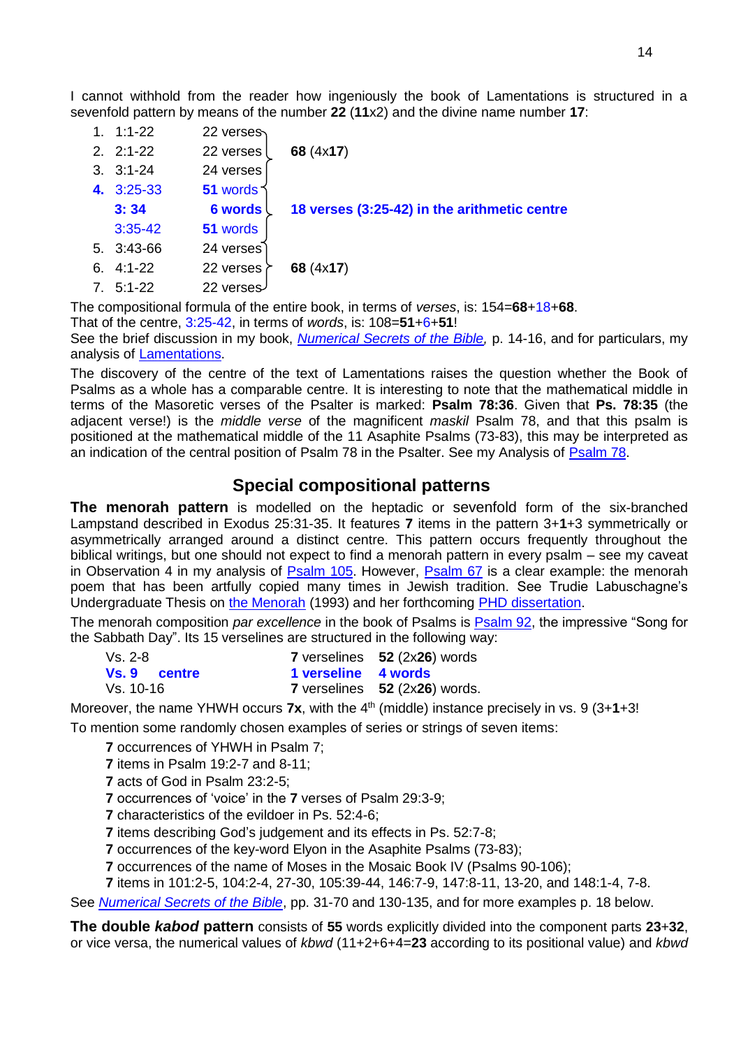I cannot withhold from the reader how ingeniously the book of Lamentations is structured in a sevenfold pattern by means of the number **22** (**11**x2) and the divine name number **17**:

| | Passage | Count | |
|---|---|---|---|
| 1. | 1:1-22 | 22 verses | |
| 2. | 2:1-22 | 22 verses | **68** (4x**17**) |
| 3. | 3:1-24 | 24 verses | |
| **4.** | 3:25-33 | **51** words | |
| | **3: 34** | **6 words** | **18 verses (3:25-42) in the arithmetic centre** |
| | 3:35-42 | **51** words | |
| 5. | 3:43-66 | 24 verses | |
| 6. | 4:1-22 | 22 verses | **68** (4x**17**) |
| 7. | 5:1-22 | 22 verses | |

The compositional formula of the entire book, in terms of *verses*, is: 154=**68**+18+**68**.
That of the centre, 3:25-42, in terms of *words*, is: 108=**51**+6+**51**!
See the brief discussion in my book, *Numerical Secrets of the Bible,* p. 14-16, and for particulars, my analysis of Lamentations.

The discovery of the centre of the text of Lamentations raises the question whether the Book of Psalms as a whole has a comparable centre. It is interesting to note that the mathematical middle in terms of the Masoretic verses of the Psalter is marked: **Psalm 78:36**. Given that **Ps. 78:35** (the adjacent verse!) is the *middle verse* of the magnificent *maskil* Psalm 78, and that this psalm is positioned at the mathematical middle of the 11 Asaphite Psalms (73-83), this may be interpreted as an indication of the central position of Psalm 78 in the Psalter. See my Analysis of Psalm 78.

## Special compositional patterns

**The menorah pattern** is modelled on the heptadic or sevenfold form of the six-branched Lampstand described in Exodus 25:31-35. It features **7** items in the pattern 3+**1**+3 symmetrically or asymmetrically arranged around a distinct centre. This pattern occurs frequently throughout the biblical writings, but one should not expect to find a menorah pattern in every psalm – see my caveat in Observation 4 in my analysis of Psalm 105. However, Psalm 67 is a clear example: the menorah poem that has been artfully copied many times in Jewish tradition. See Trudie Labuschagne's Undergraduate Thesis on the Menorah (1993) and her forthcoming PHD dissertation.

The menorah composition *par excellence* in the book of Psalms is Psalm 92, the impressive "Song for the Sabbath Day". Its 15 verselines are structured in the following way:

| | | |
|---|---|---|
| Vs. 2-8 | **7** verselines | **52** (2x**26**) words |
| **Vs. 9 centre** | **1 verseline** | **4 words** |
| Vs. 10-16 | **7** verselines | **52** (2x**26**) words. |

Moreover, the name YHWH occurs **7x**, with the 4th (middle) instance precisely in vs. 9 (3+**1**+3!

To mention some randomly chosen examples of series or strings of seven items:

- **7** occurrences of YHWH in Psalm 7;
- **7** items in Psalm 19:2-7 and 8-11;
- **7** acts of God in Psalm 23:2-5;
- **7** occurrences of 'voice' in the **7** verses of Psalm 29:3-9;
- **7** characteristics of the evildoer in Ps. 52:4-6;
- **7** items describing God's judgement and its effects in Ps. 52:7-8;
- **7** occurrences of the key-word Elyon in the Asaphite Psalms (73-83);
- **7** occurrences of the name of Moses in the Mosaic Book IV (Psalms 90-106);
- **7** items in 101:2-5, 104:2-4, 27-30, 105:39-44, 146:7-9, 147:8-11, 13-20, and 148:1-4, 7-8.

See *Numerical Secrets of the Bible*, pp. 31-70 and 130-135, and for more examples p. 18 below.

**The double *kabod* pattern** consists of **55** words explicitly divided into the component parts **23**+**32**, or vice versa, the numerical values of *kbwd* (11+2+6+4=**23** according to its positional value) and *kbwd*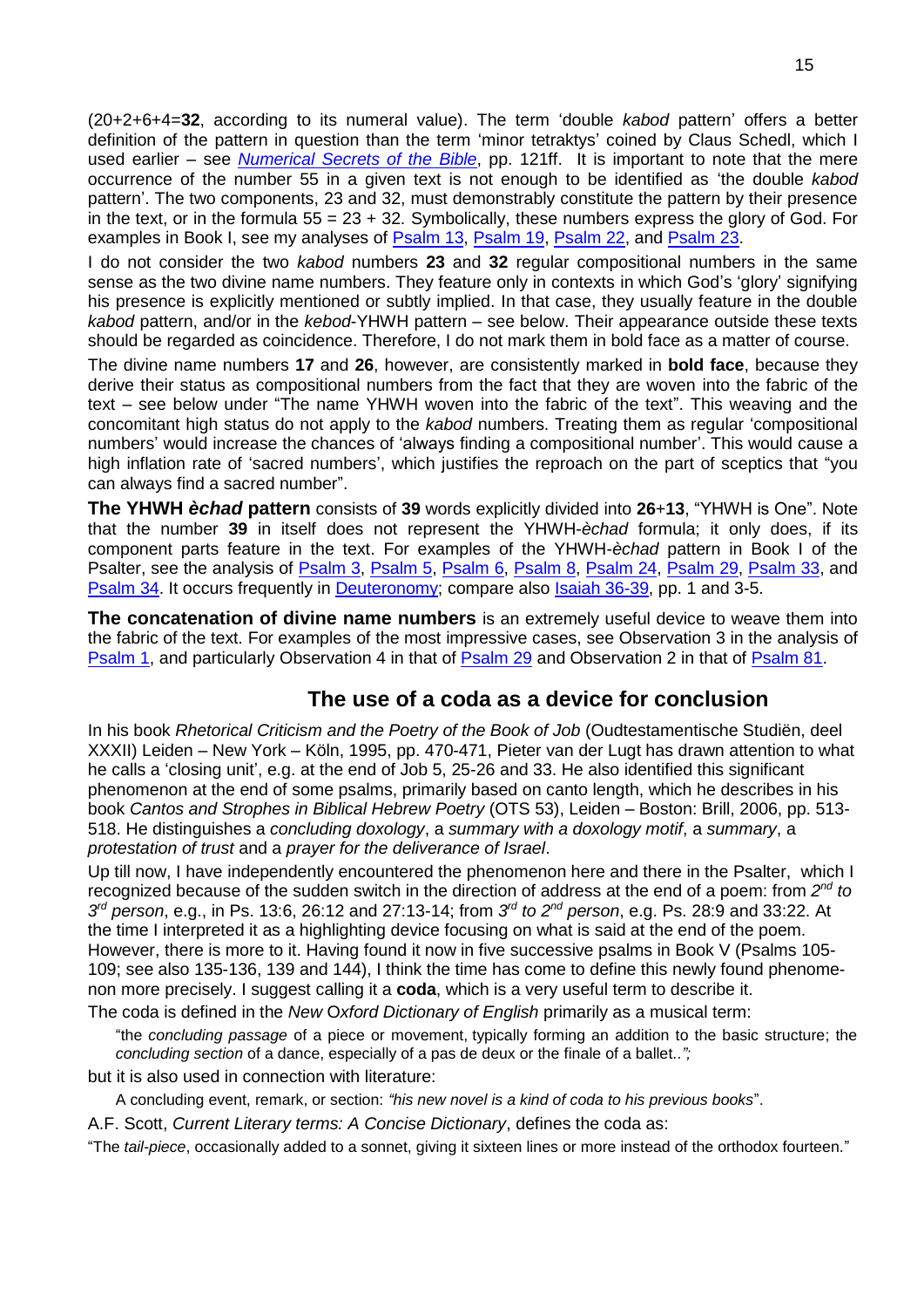(20+2+6+4=**32**, according to its numeral value). The term 'double *kabod* pattern' offers a better definition of the pattern in question than the term 'minor tetraktys' coined by Claus Schedl, which I used earlier – see *Numerical Secrets of the Bible*, pp. 121ff. It is important to note that the mere occurrence of the number 55 in a given text is not enough to be identified as 'the double *kabod* pattern'. The two components, 23 and 32, must demonstrably constitute the pattern by their presence in the text, or in the formula 55 = 23 + 32. Symbolically, these numbers express the glory of God. For examples in Book I, see my analyses of Psalm 13, Psalm 19, Psalm 22, and Psalm 23.

I do not consider the two *kabod* numbers **23** and **32** regular compositional numbers in the same sense as the two divine name numbers. They feature only in contexts in which God's 'glory' signifying his presence is explicitly mentioned or subtly implied. In that case, they usually feature in the double *kabod* pattern, and/or in the *kebod*-YHWH pattern – see below. Their appearance outside these texts should be regarded as coincidence. Therefore, I do not mark them in bold face as a matter of course.

The divine name numbers **17** and **26**, however, are consistently marked in **bold face**, because they derive their status as compositional numbers from the fact that they are woven into the fabric of the text – see below under "The name YHWH woven into the fabric of the text". This weaving and the concomitant high status do not apply to the *kabod* numbers. Treating them as regular 'compositional numbers' would increase the chances of 'always finding a compositional number'. This would cause a high inflation rate of 'sacred numbers', which justifies the reproach on the part of sceptics that "you can always find a sacred number".

**The YHWH *èchad* pattern** consists of **39** words explicitly divided into **26**+**13**, "YHWH is One". Note that the number **39** in itself does not represent the YHWH-*èchad* formula; it only does, if its component parts feature in the text. For examples of the YHWH-*èchad* pattern in Book I of the Psalter, see the analysis of Psalm 3, Psalm 5, Psalm 6, Psalm 8, Psalm 24, Psalm 29, Psalm 33, and Psalm 34. It occurs frequently in Deuteronomy; compare also Isaiah 36-39, pp. 1 and 3-5.

**The concatenation of divine name numbers** is an extremely useful device to weave them into the fabric of the text. For examples of the most impressive cases, see Observation 3 in the analysis of Psalm 1, and particularly Observation 4 in that of Psalm 29 and Observation 2 in that of Psalm 81.

## The use of a coda as a device for conclusion

In his book *Rhetorical Criticism and the Poetry of the Book of Job* (Oudtestamentische Studiën, deel XXXII) Leiden – New York – Köln, 1995, pp. 470-471, Pieter van der Lugt has drawn attention to what he calls a 'closing unit', e.g. at the end of Job 5, 25-26 and 33. He also identified this significant phenomenon at the end of some psalms, primarily based on canto length, which he describes in his book *Cantos and Strophes in Biblical Hebrew Poetry* (OTS 53), Leiden – Boston: Brill, 2006, pp. 513-518. He distinguishes a *concluding doxology*, a *summary with a doxology motif*, a *summary*, a *protestation of trust* and a *prayer for the deliverance of Israel*.

Up till now, I have independently encountered the phenomenon here and there in the Psalter, which I recognized because of the sudden switch in the direction of address at the end of a poem: from *2nd to 3rd person*, e.g., in Ps. 13:6, 26:12 and 27:13-14; from *3rd to 2nd person*, e.g. Ps. 28:9 and 33:22. At the time I interpreted it as a highlighting device focusing on what is said at the end of the poem. However, there is more to it. Having found it now in five successive psalms in Book V (Psalms 105-109; see also 135-136, 139 and 144), I think the time has come to define this newly found phenomenon more precisely. I suggest calling it a **coda**, which is a very useful term to describe it.

The coda is defined in the *New Oxford Dictionary of English* primarily as a musical term:

> "the *concluding passage* of a piece or movement, typically forming an addition to the basic structure; the *concluding section* of a dance, especially of a pas de deux or the finale of a ballet..*";*

but it is also used in connection with literature:

> A concluding event, remark, or section: *"his new novel is a kind of coda to his previous books*".

A.F. Scott, *Current Literary terms: A Concise Dictionary*, defines the coda as:

"The *tail-piece*, occasionally added to a sonnet, giving it sixteen lines or more instead of the orthodox fourteen."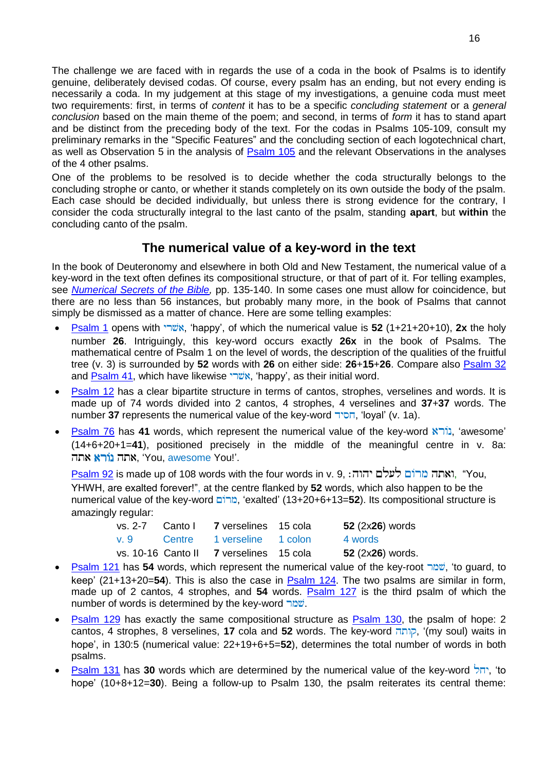The challenge we are faced with in regards the use of a coda in the book of Psalms is to identify genuine, deliberately devised codas. Of course, every psalm has an ending, but not every ending is necessarily a coda. In my judgement at this stage of my investigations, a genuine coda must meet two requirements: first, in terms of *content* it has to be a specific *concluding statement* or a *general conclusion* based on the main theme of the poem; and second, in terms of *form* it has to stand apart and be distinct from the preceding body of the text. For the codas in Psalms 105-109, consult my preliminary remarks in the "Specific Features" and the concluding section of each logotechnical chart, as well as Observation 5 in the analysis of Psalm 105 and the relevant Observations in the analyses of the 4 other psalms.

One of the problems to be resolved is to decide whether the coda structurally belongs to the concluding strophe or canto, or whether it stands completely on its own outside the body of the psalm. Each case should be decided individually, but unless there is strong evidence for the contrary, I consider the coda structurally integral to the last canto of the psalm, standing **apart**, but **within** the concluding canto of the psalm.

## The numerical value of a key-word in the text

In the book of Deuteronomy and elsewhere in both Old and New Testament, the numerical value of a key-word in the text often defines its compositional structure, or that of part of it. For telling examples, see *Numerical Secrets of the Bible*, pp. 135-140. In some cases one must allow for coincidence, but there are no less than 56 instances, but probably many more, in the book of Psalms that cannot simply be dismissed as a matter of chance. Here are some telling examples:

- Psalm 1 opens with אַשְׁרֵי, 'happy', of which the numerical value is **52** (1+21+20+10), **2x** the holy number **26**. Intriguingly, this key-word occurs exactly **26x** in the book of Psalms. The mathematical centre of Psalm 1 on the level of words, the description of the qualities of the fruitful tree (v. 3) is surrounded by **52** words with **26** on either side: **26**+**15**+**26**. Compare also Psalm 32 and Psalm 41, which have likewise אַשְׁרֵי, 'happy', as their initial word.
- Psalm 12 has a clear bipartite structure in terms of cantos, strophes, verselines and words. It is made up of 74 words divided into 2 cantos, 4 strophes, 4 verselines and **37**+**37** words. The number **37** represents the numerical value of the key-word חָסִיד, 'loyal' (v. 1a).
- Psalm 76 has **41** words, which represent the numerical value of the key-word נוֹרָא, 'awesome' (14+6+20+1=**41**), positioned precisely in the middle of the meaningful centre in v. 8a: אַתָּה נוֹרָא אַתָּה, 'You, awesome You!'.

  Psalm 92 is made up of 108 words with the four words in v. 9, וְאַתָּה מָרוֹם לְעֹלָם יְהוָה׃, "You, YHWH, are exalted forever!", at the centre flanked by **52** words, which also happen to be the numerical value of the key-word מָרוֹם, 'exalted' (13+20+6+13=**52**). Its compositional structure is amazingly regular:

  | | | | | |
  |---|---|---|---|---|
  | vs. 2-7 | Canto I | **7** verselines | 15 cola | **52** (2x**26**) words |
  | v. 9 | Centre | 1 verseline | 1 colon | 4 words |
  | vs. 10-16 | Canto II | **7** verselines | 15 cola | **52** (2x**26**) words. |

- Psalm 121 has **54** words, which represent the numerical value of the key-root שׁמר, 'to guard, to keep' (21+13+20=**54**). This is also the case in Psalm 124. The two psalms are similar in form, made up of 2 cantos, 4 strophes, and **54** words. Psalm 127 is the third psalm of which the number of words is determined by the key-word שׁמר.
- Psalm 129 has exactly the same compositional structure as Psalm 130, the psalm of hope: 2 cantos, 4 strophes, 8 verselines, **17** cola and **52** words. The key-word קִוְּתָה, '(my soul) waits in hope', in 130:5 (numerical value: 22+19+6+5=**52**), determines the total number of words in both psalms.
- Psalm 131 has **30** words which are determined by the numerical value of the key-word יחל, 'to hope' (10+8+12=**30**). Being a follow-up to Psalm 130, the psalm reiterates its central theme: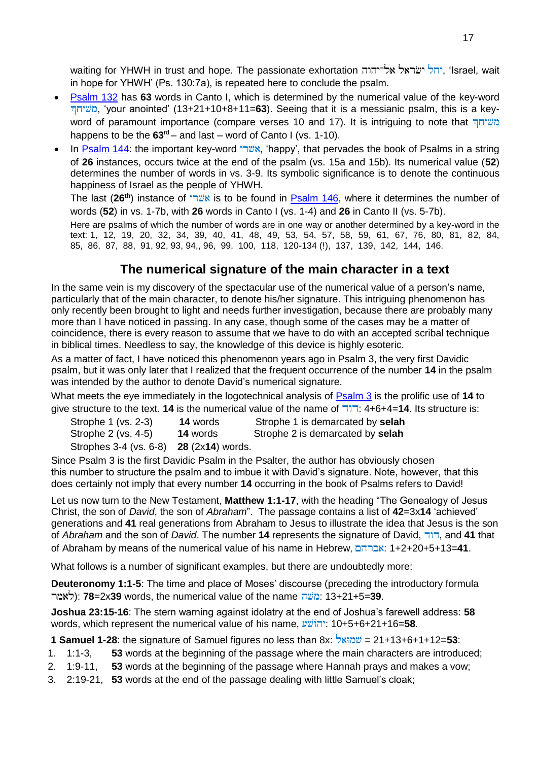waiting for YHWH in trust and hope. The passionate exhortation יחל ישׂראל אל־יהוה, 'Israel, wait in hope for YHWH' (Ps. 130:7a), is repeated here to conclude the psalm.

- Psalm 132 has **63** words in Canto I, which is determined by the numerical value of the key-word משׁיחך, 'your anointed' (13+21+10+8+11=**63**). Seeing that it is a messianic psalm, this is a key-word of paramount importance (compare verses 10 and 17). It is intriguing to note that משׁיחך happens to be the **63**rd – and last – word of Canto I (vs. 1-10).
- In Psalm 144: the important key-word אשׁרי, 'happy', that pervades the book of Psalms in a string of **26** instances, occurs twice at the end of the psalm (vs. 15a and 15b). Its numerical value (**52**) determines the number of words in vs. 3-9. Its symbolic significance is to denote the continuous happiness of Israel as the people of YHWH.

  The last (**26th**) instance of אשׁרי is to be found in Psalm 146, where it determines the number of words (**52**) in vs. 1-7b, with **26** words in Canto I (vs. 1-4) and **26** in Canto II (vs. 5-7b).

  Here are psalms of which the number of words are in one way or another determined by a key-word in the text: 1, 12, 19, 20, 32, 34, 39, 40, 41, 48, 49, 53, 54, 57, 58, 59, 61, 67, 76, 80, 81, 82, 84, 85, 86, 87, 88, 91, 92, 93, 94,, 96, 99, 100, 118, 120-134 (!), 137, 139, 142, 144, 146.

## The numerical signature of the main character in a text

In the same vein is my discovery of the spectacular use of the numerical value of a person's name, particularly that of the main character, to denote his/her signature. This intriguing phenomenon has only recently been brought to light and needs further investigation, because there are probably many more than I have noticed in passing. In any case, though some of the cases may be a matter of coincidence, there is every reason to assume that we have to do with an accepted scribal technique in biblical times. Needless to say, the knowledge of this device is highly esoteric.

As a matter of fact, I have noticed this phenomenon years ago in Psalm 3, the very first Davidic psalm, but it was only later that I realized that the frequent occurrence of the number **14** in the psalm was intended by the author to denote David's numerical signature.

What meets the eye immediately in the logotechnical analysis of Psalm 3 is the prolific use of **14** to give structure to the text. **14** is the numerical value of the name of דוד: 4+6+4=**14**. Its structure is:

| | | |
|---|---|---|
| Strophe 1 (vs. 2-3) | **14** words | Strophe 1 is demarcated by **selah** |
| Strophe 2 (vs. 4-5) | **14** words | Strophe 2 is demarcated by **selah** |
| Strophes 3-4 (vs. 6-8) | **28** (2x**14**) words. | |

Since Psalm 3 is the first Davidic Psalm in the Psalter, the author has obviously chosen this number to structure the psalm and to imbue it with David's signature. Note, however, that this does certainly not imply that every number **14** occurring in the book of Psalms refers to David!

Let us now turn to the New Testament, **Matthew 1:1-17**, with the heading "The Genealogy of Jesus Christ, the son of *David*, the son of *Abraham*". The passage contains a list of **42**=3x**14** 'achieved' generations and **41** real generations from Abraham to Jesus to illustrate the idea that Jesus is the son of *Abraham* and the son of *David*. The number **14** represents the signature of David, דוד, and **41** that of Abraham by means of the numerical value of his name in Hebrew, אברהם: 1+2+20+5+13=**41**.

What follows is a number of significant examples, but there are undoubtedly more:

**Deuteronomy 1:1-5**: The time and place of Moses' discourse (preceding the introductory formula לאמר): **78**=2x**39** words, the numerical value of the name משׁה: 13+21+5=**39**.

**Joshua 23:15-16**: The stern warning against idolatry at the end of Joshua's farewell address: **58** words, which represent the numerical value of his name, יהושׁע: 10+5+6+21+16=**58**.

**1 Samuel 1-28**: the signature of Samuel figures no less than 8x: שׁמואל = 21+13+6+1+12=**53**:

1. 1:1-3, **53** words at the beginning of the passage where the main characters are introduced;
2. 1:9-11, **53** words at the beginning of the passage where Hannah prays and makes a vow;
3. 2:19-21, **53** words at the end of the passage dealing with little Samuel's cloak;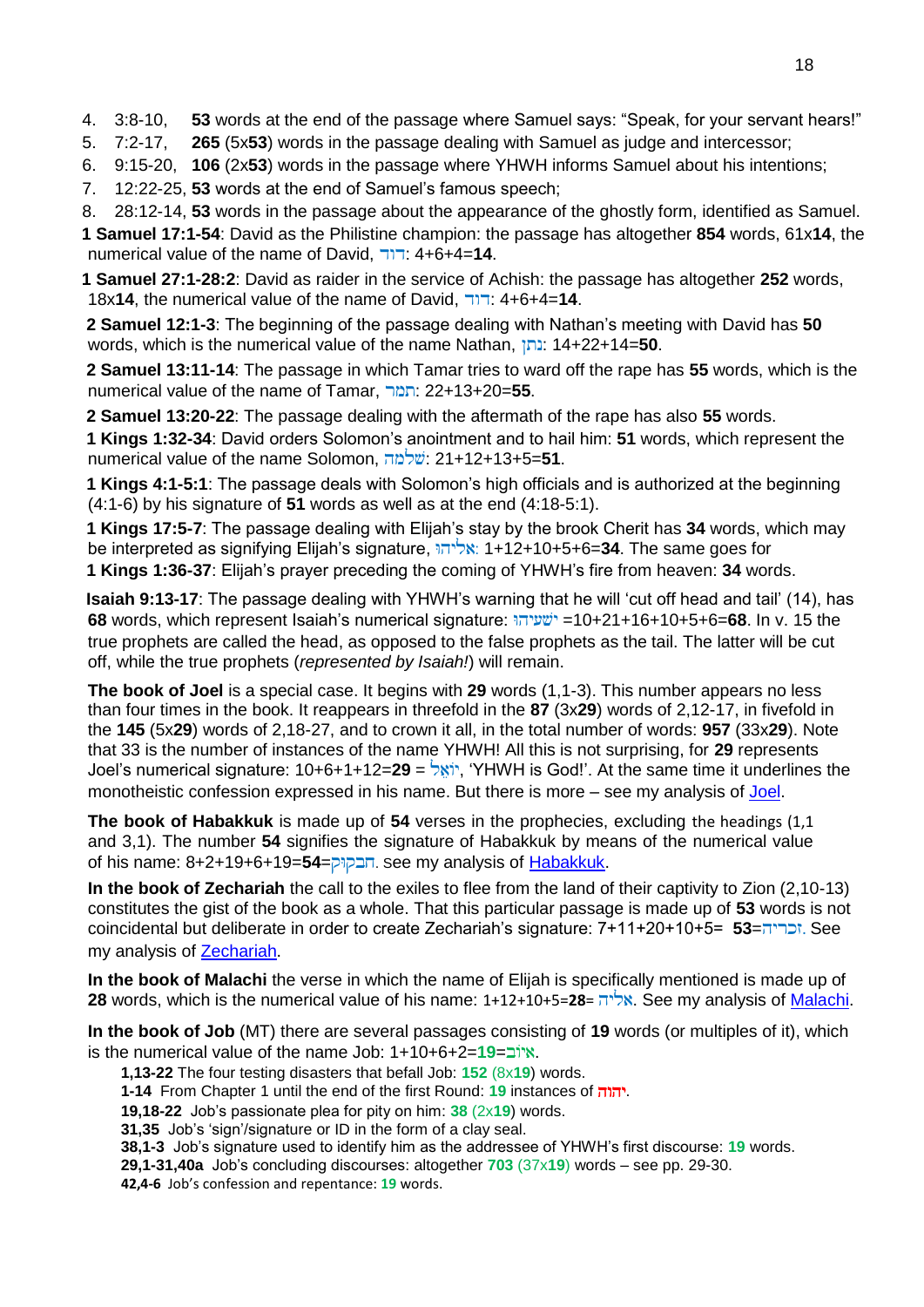4. 3:8-10, **53** words at the end of the passage where Samuel says: “Speak, for your servant hears!”
5. 7:2-17, **265** (5x**53**) words in the passage dealing with Samuel as judge and intercessor;
6. 9:15-20, **106** (2x**53**) words in the passage where YHWH informs Samuel about his intentions;
7. 12:22-25, **53** words at the end of Samuel’s famous speech;
8. 28:12-14, **53** words in the passage about the appearance of the ghostly form, identified as Samuel.

**1 Samuel 17:1-54**: David as the Philistine champion: the passage has altogether **854** words, 61x**14**, the numerical value of the name of David, דוד: 4+6+4=**14**.

**1 Samuel 27:1-28:2**: David as raider in the service of Achish: the passage has altogether **252** words, 18x**14**, the numerical value of the name of David, דוד: 4+6+4=**14**.

**2 Samuel 12:1-3**: The beginning of the passage dealing with Nathan’s meeting with David has **50** words, which is the numerical value of the name Nathan, נתן: 14+22+14=**50**.

**2 Samuel 13:11-14**: The passage in which Tamar tries to ward off the rape has **55** words, which is the numerical value of the name of Tamar, תמר: 22+13+20=**55**.

**2 Samuel 13:20-22**: The passage dealing with the aftermath of the rape has also **55** words.

**1 Kings 1:32-34**: David orders Solomon’s anointment and to hail him: **51** words, which represent the numerical value of the name Solomon, שלמה: 21+12+13+5=**51**.

**1 Kings 4:1-5:1**: The passage deals with Solomon’s high officials and is authorized at the beginning (4:1-6) by his signature of **51** words as well as at the end (4:18-5:1).

**1 Kings 17:5-7**: The passage dealing with Elijah’s stay by the brook Cherit has **34** words, which may be interpreted as signifying Elijah’s signature, אליהו: 1+12+10+5+6=**34**. The same goes for

**1 Kings 1:36-37**: Elijah’s prayer preceding the coming of YHWH’s fire from heaven: **34** words.

**Isaiah 9:13-17**: The passage dealing with YHWH’s warning that he will ‘cut off head and tail’ (14), has **68** words, which represent Isaiah’s numerical signature: ישעיהו =10+21+16+10+5+6=**68**. In v. 15 the true prophets are called the head, as opposed to the false prophets as the tail. The latter will be cut off, while the true prophets (*represented by Isaiah!*) will remain.

**The book of Joel** is a special case. It begins with **29** words (1,1-3). This number appears no less than four times in the book. It reappears in threefold in the **87** (3x**29**) words of 2,12-17, in fivefold in the **145** (5x**29**) words of 2,18-27, and to crown it all, in the total number of words: **957** (33x**29**). Note that 33 is the number of instances of the name YHWH! All this is not surprising, for **29** represents Joel’s numerical signature: 10+6+1+12=**29** = יוֹאֵל, ‘YHWH is God!’. At the same time it underlines the monotheistic confession expressed in his name. But there is more – see my analysis of [Joel](Joel).

**The book of Habakkuk** is made up of **54** verses in the prophecies, excluding the headings (1,1 and 3,1). The number **54** signifies the signature of Habakkuk by means of the numerical value of his name: 8+2+19+6+19=**54**=חבקוק. see my analysis of [Habakkuk](Habakkuk).

**In the book of Zechariah** the call to the exiles to flee from the land of their captivity to Zion (2,10-13) constitutes the gist of the book as a whole. That this particular passage is made up of **53** words is not coincidental but deliberate in order to create Zechariah’s signature: 7+11+20+10+5= **53**=זכריה. See my analysis of [Zechariah](Zechariah).

**In the book of Malachi** the verse in which the name of Elijah is specifically mentioned is made up of **28** words, which is the numerical value of his name: 1+12+10+5=**28**= אליה. See my analysis of [Malachi](Malachi).

**In the book of Job** (MT) there are several passages consisting of **19** words (or multiples of it), which is the numerical value of the name Job: 1+10+6+2=**19**=איוב.

- **1,13-22** The four testing disasters that befall Job: **152** (8x**19**) words.
- **1-14** From Chapter 1 until the end of the first Round: **19** instances of **יהוה**.
- **19,18-22** Job’s passionate plea for pity on him: **38** (2x**19**) words.
- **31,35** Job’s ‘sign’/signature or ID in the form of a clay seal.
- **38,1-3** Job’s signature used to identify him as the addressee of YHWH’s first discourse: **19** words.
- **29,1-31,40a** Job’s concluding discourses: altogether **703** (37x**19**) words – see pp. 29-30.
- **42,4-6** Job’s confession and repentance: **19** words.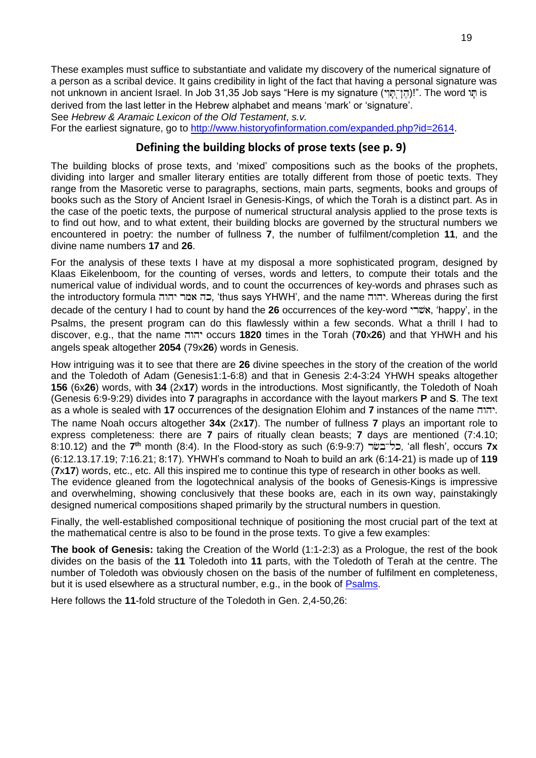These examples must suffice to substantiate and validate my discovery of the numerical signature of a person as a scribal device. It gains credibility in light of the fact that having a personal signature was not unknown in ancient Israel. In Job 31,35 Job says "Here is my signature (הֶן־תָּוִי)!". The word תָּו is derived from the last letter in the Hebrew alphabet and means 'mark' or 'signature'. See *Hebrew & Aramaic Lexicon of the Old Testament*, *s.v.*
For the earliest signature, go to [http://www.historyofinformation.com/expanded.php?id=2614](http://www.historyofinformation.com/expanded.php?id=2614).

## Defining the building blocks of prose texts (see p. 9)

The building blocks of prose texts, and 'mixed' compositions such as the books of the prophets, dividing into larger and smaller literary entities are totally different from those of poetic texts. They range from the Masoretic verse to paragraphs, sections, main parts, segments, books and groups of books such as the Story of Ancient Israel in Genesis-Kings, of which the Torah is a distinct part. As in the case of the poetic texts, the purpose of numerical structural analysis applied to the prose texts is to find out how, and to what extent, their building blocks are governed by the structural numbers we encountered in poetry: the number of fullness **7**, the number of fulfilment/completion **11**, and the divine name numbers **17** and **26**.

For the analysis of these texts I have at my disposal a more sophisticated program, designed by Klaas Eikelenboom, for the counting of verses, words and letters, to compute their totals and the numerical value of individual words, and to count the occurrences of key-words and phrases such as the introductory formula כה אמר יהוה, 'thus says YHWH', and the name יהוה. Whereas during the first decade of the century I had to count by hand the **26** occurrences of the key-word אשרי, 'happy', in the Psalms, the present program can do this flawlessly within a few seconds. What a thrill I had to discover, e.g., that the name יהוה occurs **1820** times in the Torah (**70**x**26**) and that YHWH and his angels speak altogether **2054** (79x**26**) words in Genesis.

How intriguing was it to see that there are **26** divine speeches in the story of the creation of the world and the Toledoth of Adam (Genesis1:1-6:8) and that in Genesis 2:4-3:24 YHWH speaks altogether **156** (6x**26**) words, with **34** (2x**17**) words in the introductions. Most significantly, the Toledoth of Noah (Genesis 6:9-9:29) divides into **7** paragraphs in accordance with the layout markers **P** and **S**. The text as a whole is sealed with **17** occurrences of the designation Elohim and **7** instances of the name יהוה. The name Noah occurs altogether **34x** (2x**17**). The number of fullness **7** plays an important role to express completeness: there are **7** pairs of ritually clean beasts; **7** days are mentioned (7:4.10; 8:10.12) and the **7th** month (8:4). In the Flood-story as such (6:9-9:7) כָּל־בָּשָׂר, 'all flesh', occurs **7x** (6:12.13.17.19; 7:16.21; 8:17). YHWH's command to Noah to build an ark (6:14-21) is made up of **119** (**7**x**17**) words, etc., etc. All this inspired me to continue this type of research in other books as well.
The evidence gleaned from the logotechnical analysis of the books of Genesis-Kings is impressive and overwhelming, showing conclusively that these books are, each in its own way, painstakingly designed numerical compositions shaped primarily by the structural numbers in question.

Finally, the well-established compositional technique of positioning the most crucial part of the text at the mathematical centre is also to be found in the prose texts. To give a few examples:

**The book of Genesis:** taking the Creation of the World (1:1-2:3) as a Prologue, the rest of the book divides on the basis of the **11** Toledoth into **11** parts, with the Toledoth of Terah at the centre. The number of Toledoth was obviously chosen on the basis of the number of fulfilment en completeness, but it is used elsewhere as a structural number, e.g., in the book of Psalms.

Here follows the **11**-fold structure of the Toledoth in Gen. 2,4-50,26: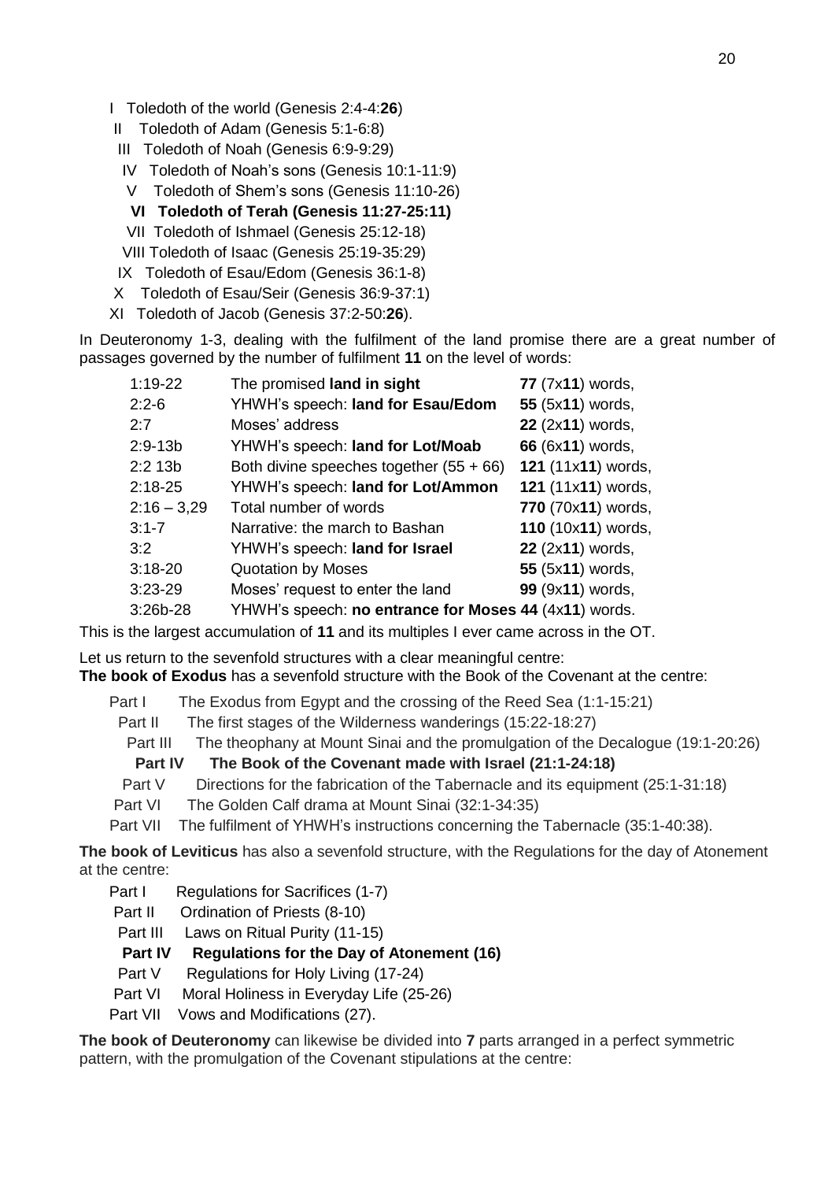I Toledoth of the world (Genesis 2:4-4:**26**)
II Toledoth of Adam (Genesis 5:1-6:8)
III Toledoth of Noah (Genesis 6:9-9:29)
IV Toledoth of Noah's sons (Genesis 10:1-11:9)
V Toledoth of Shem's sons (Genesis 11:10-26)
**VI Toledoth of Terah (Genesis 11:27-25:11)**
VII Toledoth of Ishmael (Genesis 25:12-18)
VIII Toledoth of Isaac (Genesis 25:19-35:29)
IX Toledoth of Esau/Edom (Genesis 36:1-8)
X Toledoth of Esau/Seir (Genesis 36:9-37:1)
XI Toledoth of Jacob (Genesis 37:2-50:**26**).

In Deuteronomy 1-3, dealing with the fulfilment of the land promise there are a great number of passages governed by the number of fulfilment **11** on the level of words:

| | | |
|---|---|---|
| 1:19-22 | The promised **land in sight** | **77** (7x**11**) words, |
| 2:2-6 | YHWH's speech: **land for Esau/Edom** | **55** (5x**11**) words, |
| 2:7 | Moses' address | **22** (2x**11**) words, |
| 2:9-13b | YHWH's speech: **land for Lot/Moab** | **66** (6x**11**) words, |
| 2:2 13b | Both divine speeches together (55 + 66) | **121** (11x**11**) words, |
| 2:18-25 | YHWH's speech: **land for Lot/Ammon** | **121** (11x**11**) words, |
| 2:16 – 3,29 | Total number of words | **770** (70x**11**) words, |
| 3:1-7 | Narrative: the march to Bashan | **110** (10x**11**) words, |
| 3:2 | YHWH's speech: **land for Israel** | **22** (2x**11**) words, |
| 3:18-20 | Quotation by Moses | **55** (5x**11**) words, |
| 3:23-29 | Moses' request to enter the land | **99** (9x**11**) words, |
| 3:26b-28 | YHWH's speech: **no entrance for Moses 44** (4x**11**) words. | |

This is the largest accumulation of **11** and its multiples I ever came across in the OT.

Let us return to the sevenfold structures with a clear meaningful centre:
**The book of Exodus** has a sevenfold structure with the Book of the Covenant at the centre:

Part I The Exodus from Egypt and the crossing of the Reed Sea (1:1-15:21)
Part II The first stages of the Wilderness wanderings (15:22-18:27)
Part III The theophany at Mount Sinai and the promulgation of the Decalogue (19:1-20:26)
**Part IV The Book of the Covenant made with Israel (21:1-24:18)**
Part V Directions for the fabrication of the Tabernacle and its equipment (25:1-31:18)
Part VI The Golden Calf drama at Mount Sinai (32:1-34:35)
Part VII The fulfilment of YHWH's instructions concerning the Tabernacle (35:1-40:38).

**The book of Leviticus** has also a sevenfold structure, with the Regulations for the day of Atonement at the centre:

Part I Regulations for Sacrifices (1-7)
Part II Ordination of Priests (8-10)
Part III Laws on Ritual Purity (11-15)
**Part IV Regulations for the Day of Atonement (16)**
Part V Regulations for Holy Living (17-24)
Part VI Moral Holiness in Everyday Life (25-26)
Part VII Vows and Modifications (27).

**The book of Deuteronomy** can likewise be divided into **7** parts arranged in a perfect symmetric pattern, with the promulgation of the Covenant stipulations at the centre: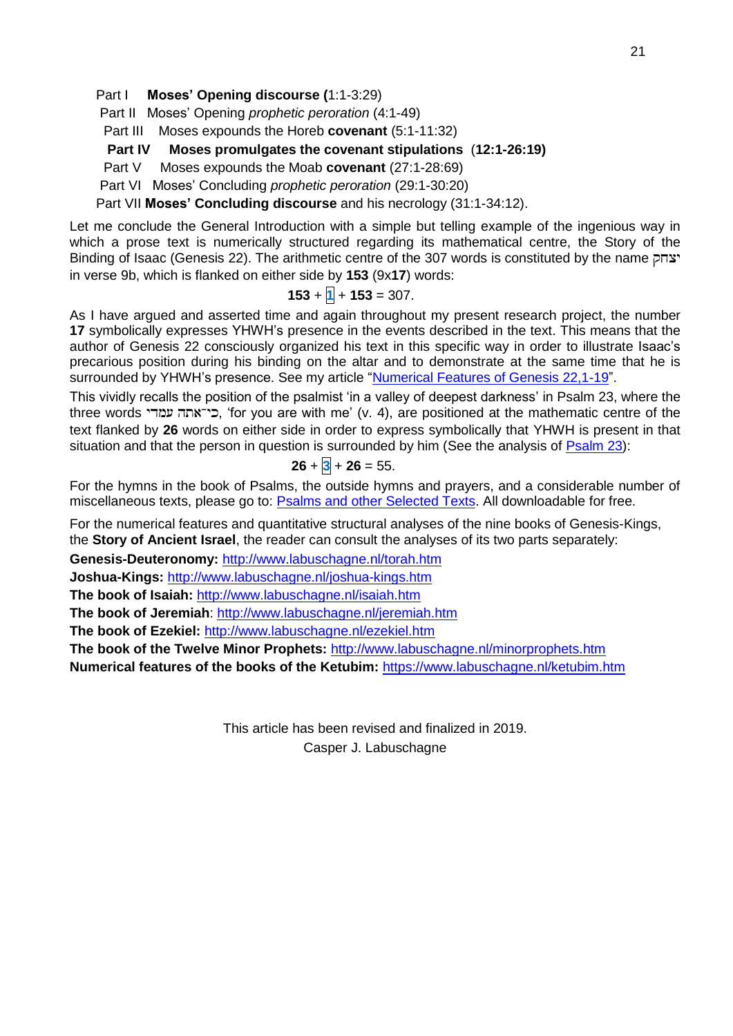Part I **Moses' Opening discourse (**1:1-3:29)

Part II Moses' Opening *prophetic peroration* (4:1-49)

Part III Moses expounds the Horeb **covenant** (5:1-11:32)

**Part IV Moses promulgates the covenant stipulations** (**12:1-26:19)**

Part V Moses expounds the Moab **covenant** (27:1-28:69)

Part VI Moses' Concluding *prophetic peroration* (29:1-30:20)

Part VII **Moses' Concluding discourse** and his necrology (31:1-34:12).

Let me conclude the General Introduction with a simple but telling example of the ingenious way in which a prose text is numerically structured regarding its mathematical centre, the Story of the Binding of Isaac (Genesis 22). The arithmetic centre of the 307 words is constituted by the name יצחק in verse 9b, which is flanked on either side by **153** (9x**17**) words:

**153** + **1** + **153** = 307.

As I have argued and asserted time and again throughout my present research project, the number **17** symbolically expresses YHWH's presence in the events described in the text. This means that the author of Genesis 22 consciously organized his text in this specific way in order to illustrate Isaac's precarious position during his binding on the altar and to demonstrate at the same time that he is surrounded by YHWH's presence. See my article "Numerical Features of Genesis 22,1-19".

This vividly recalls the position of the psalmist 'in a valley of deepest darkness' in Psalm 23, where the three words כי־אתה עמדי, 'for you are with me' (v. 4), are positioned at the mathematic centre of the text flanked by **26** words on either side in order to express symbolically that YHWH is present in that situation and that the person in question is surrounded by him (See the analysis of Psalm 23):

**26** + **3** + **26** = 55.

For the hymns in the book of Psalms, the outside hymns and prayers, and a considerable number of miscellaneous texts, please go to: Psalms and other Selected Texts. All downloadable for free.

For the numerical features and quantitative structural analyses of the nine books of Genesis-Kings, the **Story of Ancient Israel**, the reader can consult the analyses of its two parts separately:

**Genesis-Deuteronomy:** http://www.labuschagne.nl/torah.htm

**Joshua-Kings:** http://www.labuschagne.nl/joshua-kings.htm

**The book of Isaiah:** http://www.labuschagne.nl/isaiah.htm

**The book of Jeremiah**: http://www.labuschagne.nl/jeremiah.htm

**The book of Ezekiel:** http://www.labuschagne.nl/ezekiel.htm

**The book of the Twelve Minor Prophets:** http://www.labuschagne.nl/minorprophets.htm

**Numerical features of the books of the Ketubim:** https://www.labuschagne.nl/ketubim.htm

This article has been revised and finalized in 2019.

Casper J. Labuschagne